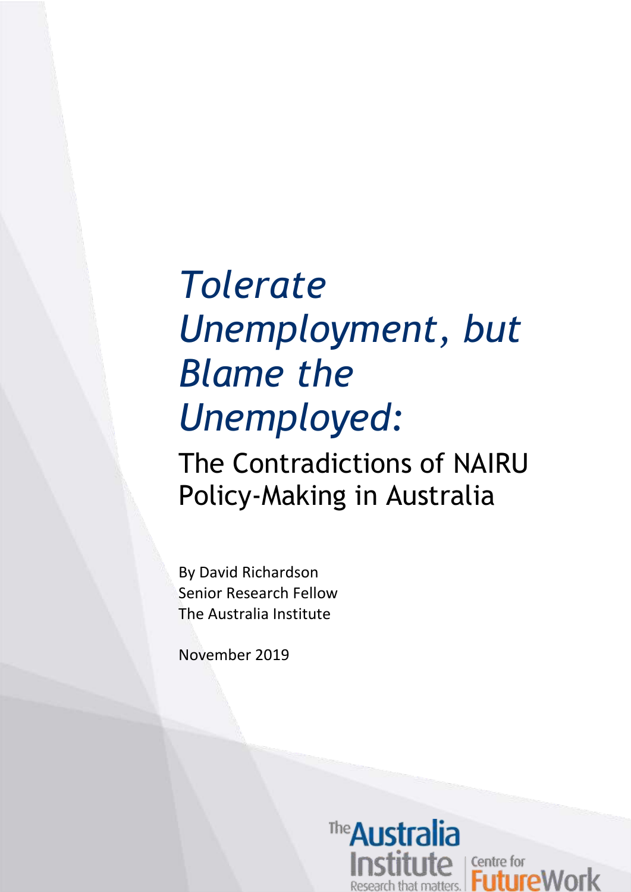# *Tolerate Unemployment, but Blame the Unemployed:*

## The Contradictions of NAIRU Policy-Making in Australia

By David Richardson
Senior Research Fellow
The Australia Institute

November 2019

The Australia Institute
Research that matters.

Centre for Future Work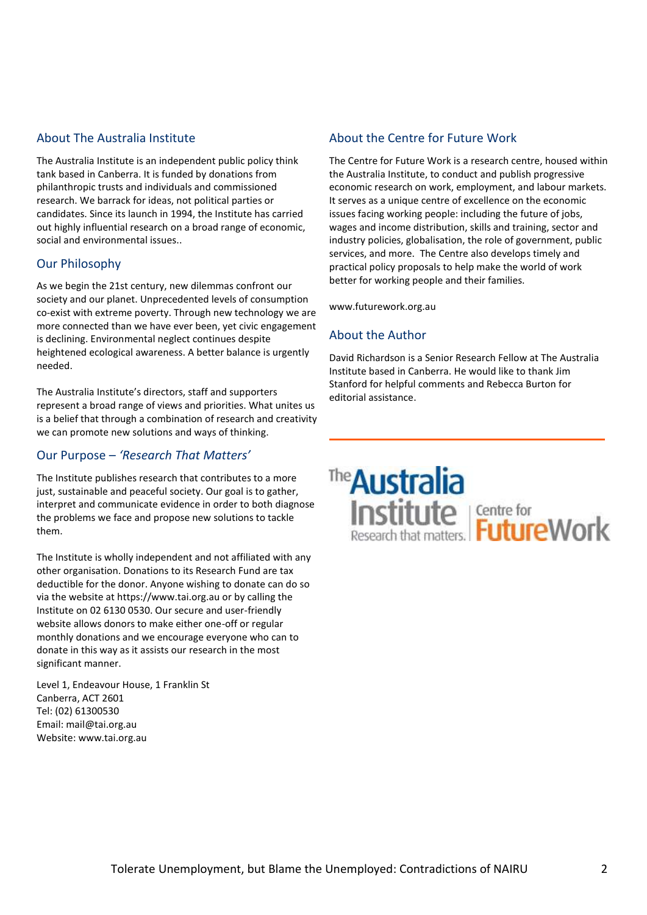## About The Australia Institute

The Australia Institute is an independent public policy think tank based in Canberra. It is funded by donations from philanthropic trusts and individuals and commissioned research. We barrack for ideas, not political parties or candidates. Since its launch in 1994, the Institute has carried out highly influential research on a broad range of economic, social and environmental issues..

## Our Philosophy

As we begin the 21st century, new dilemmas confront our society and our planet. Unprecedented levels of consumption co-exist with extreme poverty. Through new technology we are more connected than we have ever been, yet civic engagement is declining. Environmental neglect continues despite heightened ecological awareness. A better balance is urgently needed.

The Australia Institute's directors, staff and supporters represent a broad range of views and priorities. What unites us is a belief that through a combination of research and creativity we can promote new solutions and ways of thinking.

## Our Purpose – *'Research That Matters'*

The Institute publishes research that contributes to a more just, sustainable and peaceful society. Our goal is to gather, interpret and communicate evidence in order to both diagnose the problems we face and propose new solutions to tackle them.

The Institute is wholly independent and not affiliated with any other organisation. Donations to its Research Fund are tax deductible for the donor. Anyone wishing to donate can do so via the website at https://www.tai.org.au or by calling the Institute on 02 6130 0530. Our secure and user-friendly website allows donors to make either one-off or regular monthly donations and we encourage everyone who can to donate in this way as it assists our research in the most significant manner.

Level 1, Endeavour House, 1 Franklin St
Canberra, ACT 2601
Tel: (02) 61300530
Email: mail@tai.org.au
Website: www.tai.org.au

## About the Centre for Future Work

The Centre for Future Work is a research centre, housed within the Australia Institute, to conduct and publish progressive economic research on work, employment, and labour markets. It serves as a unique centre of excellence on the economic issues facing working people: including the future of jobs, wages and income distribution, skills and training, sector and industry policies, globalisation, the role of government, public services, and more. The Centre also develops timely and practical policy proposals to help make the world of work better for working people and their families.

www.futurework.org.au

## About the Author

David Richardson is a Senior Research Fellow at The Australia Institute based in Canberra. He would like to thank Jim Stanford for helpful comments and Rebecca Burton for editorial assistance.

The Australia Institute
Research that matters.

Centre for FutureWork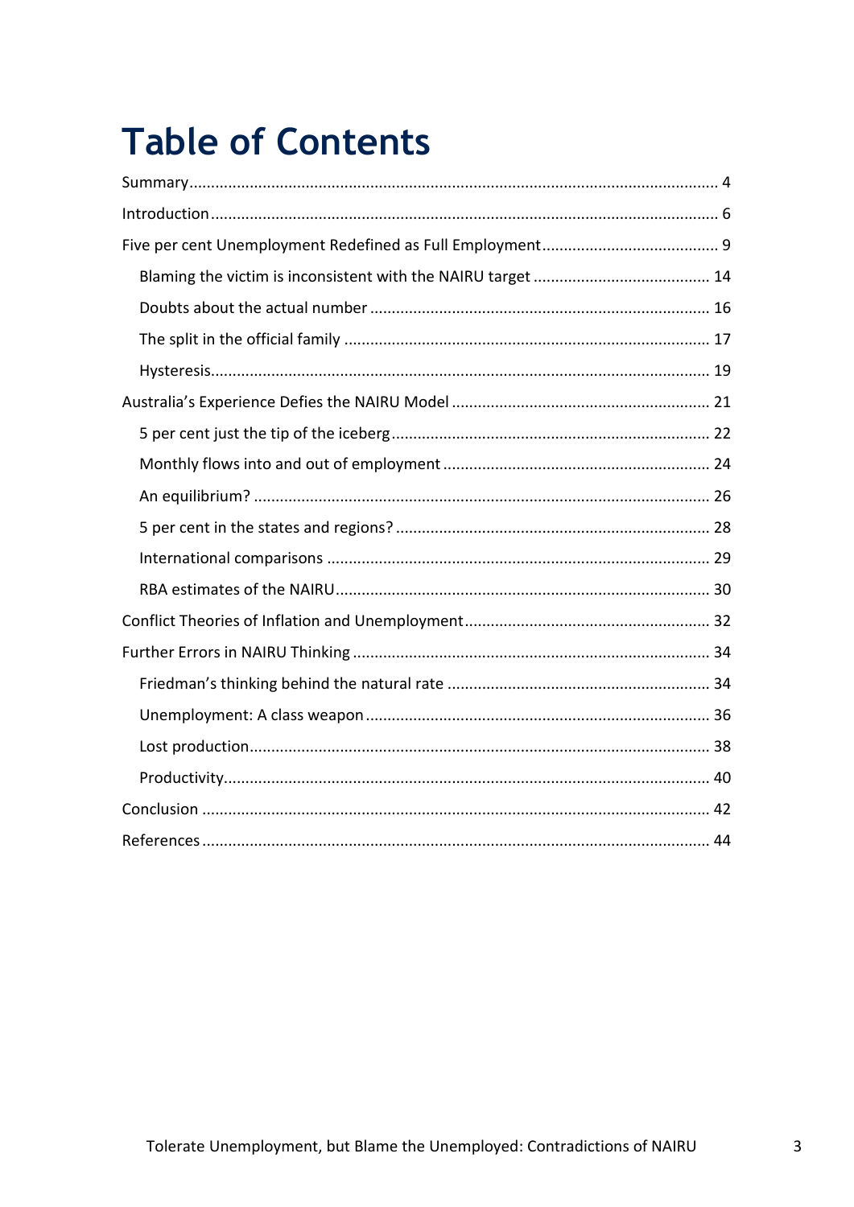# Table of Contents

Summary ........................................................................................................................ 4

Introduction .................................................................................................................... 6

Five per cent Unemployment Redefined as Full Employment ........................................ 9

- Blaming the victim is inconsistent with the NAIRU target ........................................ 14
- Doubts about the actual number .............................................................................. 16
- The split in the official family .................................................................................... 17
- Hysteresis .................................................................................................................. 19

Australia's Experience Defies the NAIRU Model ........................................................... 21

- 5 per cent just the tip of the iceberg ......................................................................... 22
- Monthly flows into and out of employment ............................................................. 24
- An equilibrium? ......................................................................................................... 26
- 5 per cent in the states and regions? ........................................................................ 28
- International comparisons ........................................................................................ 29
- RBA estimates of the NAIRU ...................................................................................... 30

Conflict Theories of Inflation and Unemployment ........................................................ 32

Further Errors in NAIRU Thinking .................................................................................. 34

- Friedman's thinking behind the natural rate ............................................................ 34
- Unemployment: A class weapon ............................................................................... 36
- Lost production .......................................................................................................... 38
- Productivity ................................................................................................................ 40

Conclusion ..................................................................................................................... 42

References ..................................................................................................................... 44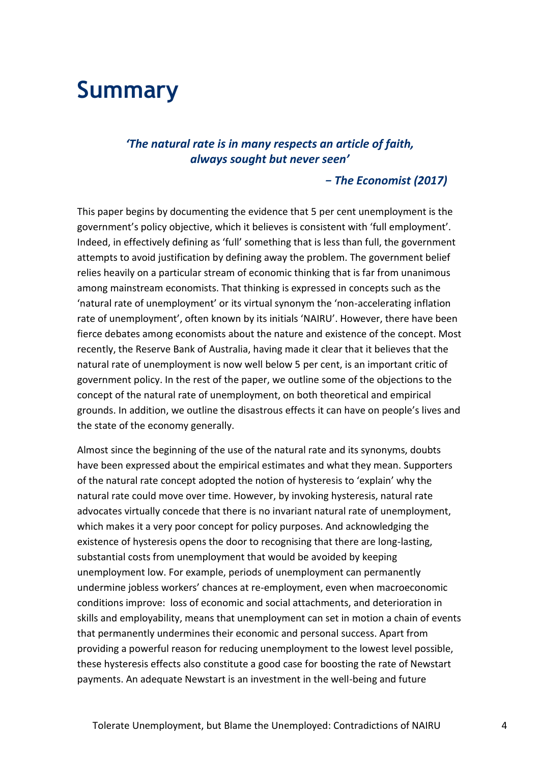# Summary

> ***'The natural rate is in many respects an article of faith, always sought but never seen'***
>
> ***− The Economist (2017)***

This paper begins by documenting the evidence that 5 per cent unemployment is the government's policy objective, which it believes is consistent with 'full employment'. Indeed, in effectively defining as 'full' something that is less than full, the government attempts to avoid justification by defining away the problem. The government belief relies heavily on a particular stream of economic thinking that is far from unanimous among mainstream economists. That thinking is expressed in concepts such as the 'natural rate of unemployment' or its virtual synonym the 'non-accelerating inflation rate of unemployment', often known by its initials 'NAIRU'. However, there have been fierce debates among economists about the nature and existence of the concept. Most recently, the Reserve Bank of Australia, having made it clear that it believes that the natural rate of unemployment is now well below 5 per cent, is an important critic of government policy. In the rest of the paper, we outline some of the objections to the concept of the natural rate of unemployment, on both theoretical and empirical grounds. In addition, we outline the disastrous effects it can have on people's lives and the state of the economy generally.

Almost since the beginning of the use of the natural rate and its synonyms, doubts have been expressed about the empirical estimates and what they mean. Supporters of the natural rate concept adopted the notion of hysteresis to 'explain' why the natural rate could move over time. However, by invoking hysteresis, natural rate advocates virtually concede that there is no invariant natural rate of unemployment, which makes it a very poor concept for policy purposes. And acknowledging the existence of hysteresis opens the door to recognising that there are long-lasting, substantial costs from unemployment that would be avoided by keeping unemployment low. For example, periods of unemployment can permanently undermine jobless workers' chances at re-employment, even when macroeconomic conditions improve: loss of economic and social attachments, and deterioration in skills and employability, means that unemployment can set in motion a chain of events that permanently undermines their economic and personal success. Apart from providing a powerful reason for reducing unemployment to the lowest level possible, these hysteresis effects also constitute a good case for boosting the rate of Newstart payments. An adequate Newstart is an investment in the well-being and future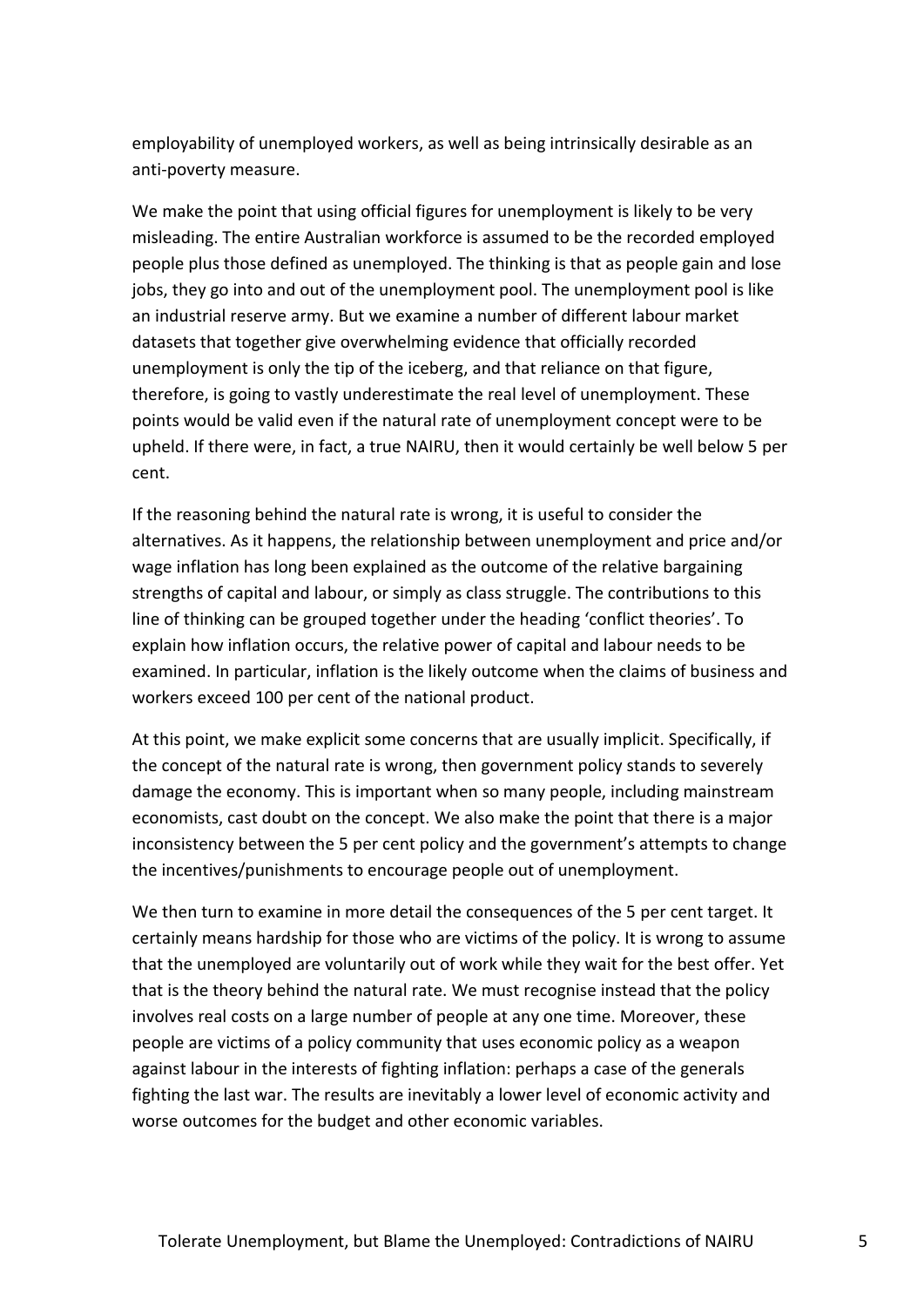employability of unemployed workers, as well as being intrinsically desirable as an anti-poverty measure.

We make the point that using official figures for unemployment is likely to be very misleading. The entire Australian workforce is assumed to be the recorded employed people plus those defined as unemployed. The thinking is that as people gain and lose jobs, they go into and out of the unemployment pool. The unemployment pool is like an industrial reserve army. But we examine a number of different labour market datasets that together give overwhelming evidence that officially recorded unemployment is only the tip of the iceberg, and that reliance on that figure, therefore, is going to vastly underestimate the real level of unemployment. These points would be valid even if the natural rate of unemployment concept were to be upheld. If there were, in fact, a true NAIRU, then it would certainly be well below 5 per cent.

If the reasoning behind the natural rate is wrong, it is useful to consider the alternatives. As it happens, the relationship between unemployment and price and/or wage inflation has long been explained as the outcome of the relative bargaining strengths of capital and labour, or simply as class struggle. The contributions to this line of thinking can be grouped together under the heading 'conflict theories'. To explain how inflation occurs, the relative power of capital and labour needs to be examined. In particular, inflation is the likely outcome when the claims of business and workers exceed 100 per cent of the national product.

At this point, we make explicit some concerns that are usually implicit. Specifically, if the concept of the natural rate is wrong, then government policy stands to severely damage the economy. This is important when so many people, including mainstream economists, cast doubt on the concept. We also make the point that there is a major inconsistency between the 5 per cent policy and the government's attempts to change the incentives/punishments to encourage people out of unemployment.

We then turn to examine in more detail the consequences of the 5 per cent target. It certainly means hardship for those who are victims of the policy. It is wrong to assume that the unemployed are voluntarily out of work while they wait for the best offer. Yet that is the theory behind the natural rate. We must recognise instead that the policy involves real costs on a large number of people at any one time. Moreover, these people are victims of a policy community that uses economic policy as a weapon against labour in the interests of fighting inflation: perhaps a case of the generals fighting the last war. The results are inevitably a lower level of economic activity and worse outcomes for the budget and other economic variables.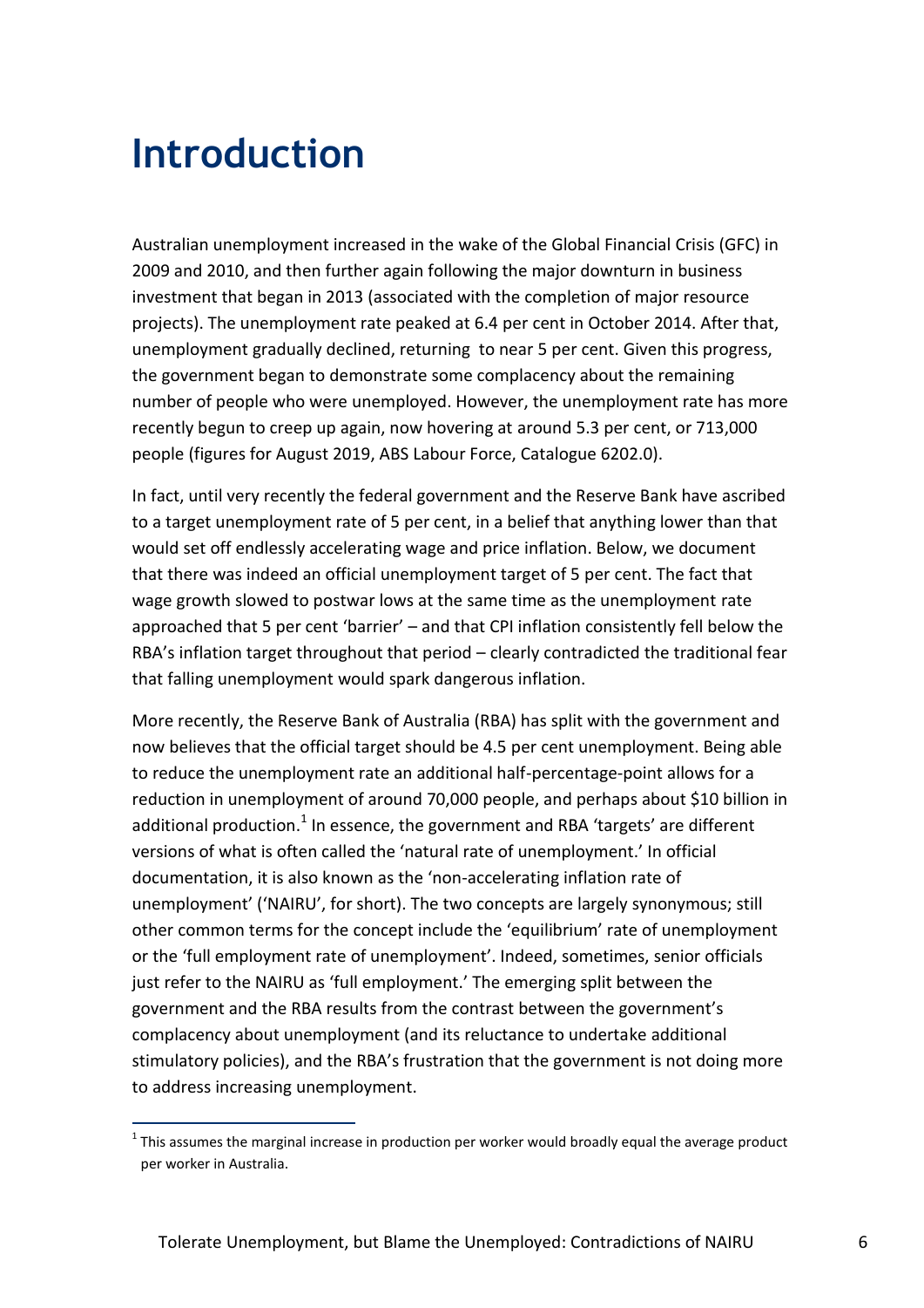# Introduction

Australian unemployment increased in the wake of the Global Financial Crisis (GFC) in 2009 and 2010, and then further again following the major downturn in business investment that began in 2013 (associated with the completion of major resource projects). The unemployment rate peaked at 6.4 per cent in October 2014. After that, unemployment gradually declined, returning to near 5 per cent. Given this progress, the government began to demonstrate some complacency about the remaining number of people who were unemployed. However, the unemployment rate has more recently begun to creep up again, now hovering at around 5.3 per cent, or 713,000 people (figures for August 2019, ABS Labour Force, Catalogue 6202.0).

In fact, until very recently the federal government and the Reserve Bank have ascribed to a target unemployment rate of 5 per cent, in a belief that anything lower than that would set off endlessly accelerating wage and price inflation. Below, we document that there was indeed an official unemployment target of 5 per cent. The fact that wage growth slowed to postwar lows at the same time as the unemployment rate approached that 5 per cent 'barrier' – and that CPI inflation consistently fell below the RBA's inflation target throughout that period – clearly contradicted the traditional fear that falling unemployment would spark dangerous inflation.

More recently, the Reserve Bank of Australia (RBA) has split with the government and now believes that the official target should be 4.5 per cent unemployment. Being able to reduce the unemployment rate an additional half-percentage-point allows for a reduction in unemployment of around 70,000 people, and perhaps about $10 billion in additional production.[1] In essence, the government and RBA 'targets' are different versions of what is often called the 'natural rate of unemployment.' In official documentation, it is also known as the 'non-accelerating inflation rate of unemployment' ('NAIRU', for short). The two concepts are largely synonymous; still other common terms for the concept include the 'equilibrium' rate of unemployment or the 'full employment rate of unemployment'. Indeed, sometimes, senior officials just refer to the NAIRU as 'full employment.' The emerging split between the government and the RBA results from the contrast between the government's complacency about unemployment (and its reluctance to undertake additional stimulatory policies), and the RBA's frustration that the government is not doing more to address increasing unemployment.

[1] This assumes the marginal increase in production per worker would broadly equal the average product per worker in Australia.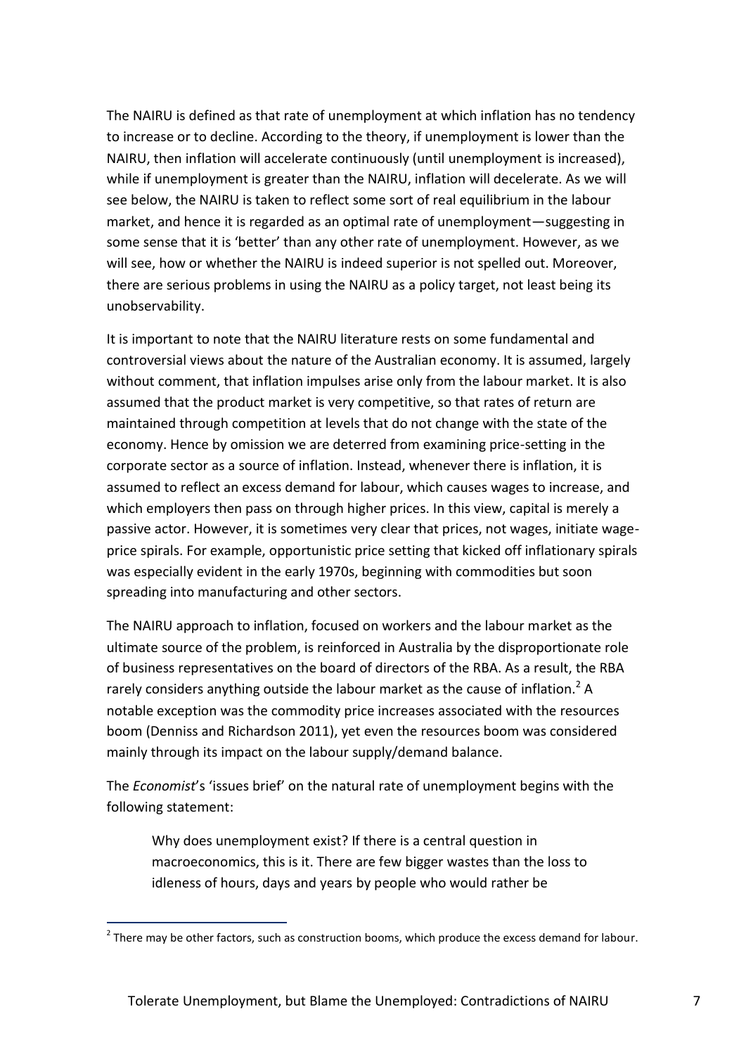The NAIRU is defined as that rate of unemployment at which inflation has no tendency to increase or to decline. According to the theory, if unemployment is lower than the NAIRU, then inflation will accelerate continuously (until unemployment is increased), while if unemployment is greater than the NAIRU, inflation will decelerate. As we will see below, the NAIRU is taken to reflect some sort of real equilibrium in the labour market, and hence it is regarded as an optimal rate of unemployment—suggesting in some sense that it is 'better' than any other rate of unemployment. However, as we will see, how or whether the NAIRU is indeed superior is not spelled out. Moreover, there are serious problems in using the NAIRU as a policy target, not least being its unobservability.

It is important to note that the NAIRU literature rests on some fundamental and controversial views about the nature of the Australian economy. It is assumed, largely without comment, that inflation impulses arise only from the labour market. It is also assumed that the product market is very competitive, so that rates of return are maintained through competition at levels that do not change with the state of the economy. Hence by omission we are deterred from examining price-setting in the corporate sector as a source of inflation. Instead, whenever there is inflation, it is assumed to reflect an excess demand for labour, which causes wages to increase, and which employers then pass on through higher prices. In this view, capital is merely a passive actor. However, it is sometimes very clear that prices, not wages, initiate wage-price spirals. For example, opportunistic price setting that kicked off inflationary spirals was especially evident in the early 1970s, beginning with commodities but soon spreading into manufacturing and other sectors.

The NAIRU approach to inflation, focused on workers and the labour market as the ultimate source of the problem, is reinforced in Australia by the disproportionate role of business representatives on the board of directors of the RBA. As a result, the RBA rarely considers anything outside the labour market as the cause of inflation.[2] A notable exception was the commodity price increases associated with the resources boom (Denniss and Richardson 2011), yet even the resources boom was considered mainly through its impact on the labour supply/demand balance.

The *Economist*'s 'issues brief' on the natural rate of unemployment begins with the following statement:

> Why does unemployment exist? If there is a central question in macroeconomics, this is it. There are few bigger wastes than the loss to idleness of hours, days and years by people who would rather be

[2] There may be other factors, such as construction booms, which produce the excess demand for labour.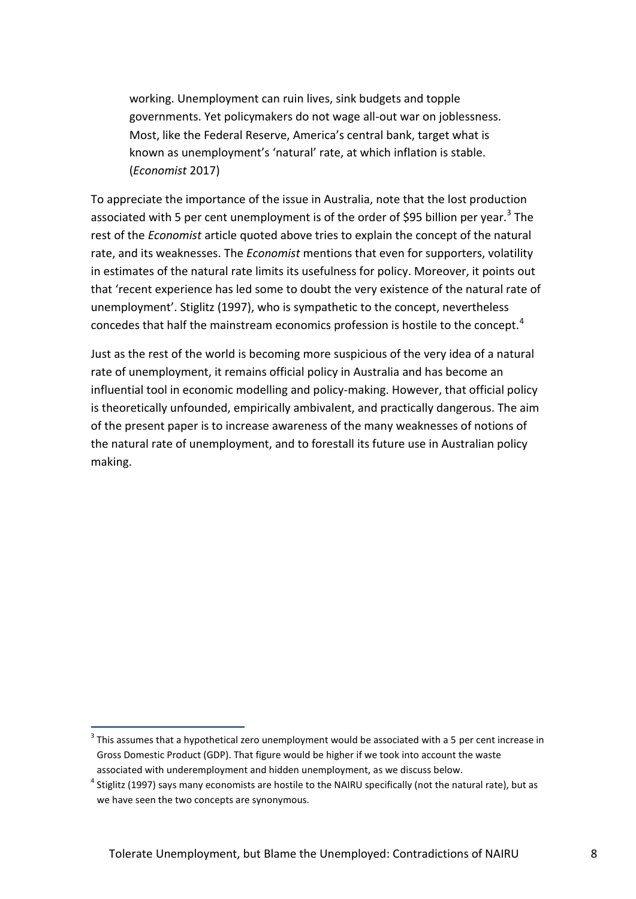> working. Unemployment can ruin lives, sink budgets and topple governments. Yet policymakers do not wage all-out war on joblessness. Most, like the Federal Reserve, America's central bank, target what is known as unemployment's 'natural' rate, at which inflation is stable. (*Economist* 2017)

To appreciate the importance of the issue in Australia, note that the lost production associated with 5 per cent unemployment is of the order of $95 billion per year.[3] The rest of the *Economist* article quoted above tries to explain the concept of the natural rate, and its weaknesses. The *Economist* mentions that even for supporters, volatility in estimates of the natural rate limits its usefulness for policy. Moreover, it points out that 'recent experience has led some to doubt the very existence of the natural rate of unemployment'. Stiglitz (1997), who is sympathetic to the concept, nevertheless concedes that half the mainstream economics profession is hostile to the concept.[4]

Just as the rest of the world is becoming more suspicious of the very idea of a natural rate of unemployment, it remains official policy in Australia and has become an influential tool in economic modelling and policy-making. However, that official policy is theoretically unfounded, empirically ambivalent, and practically dangerous. The aim of the present paper is to increase awareness of the many weaknesses of notions of the natural rate of unemployment, and to forestall its future use in Australian policy making.

---

[3] This assumes that a hypothetical zero unemployment would be associated with a 5 per cent increase in Gross Domestic Product (GDP). That figure would be higher if we took into account the waste associated with underemployment and hidden unemployment, as we discuss below.

[4] Stiglitz (1997) says many economists are hostile to the NAIRU specifically (not the natural rate), but as we have seen the two concepts are synonymous.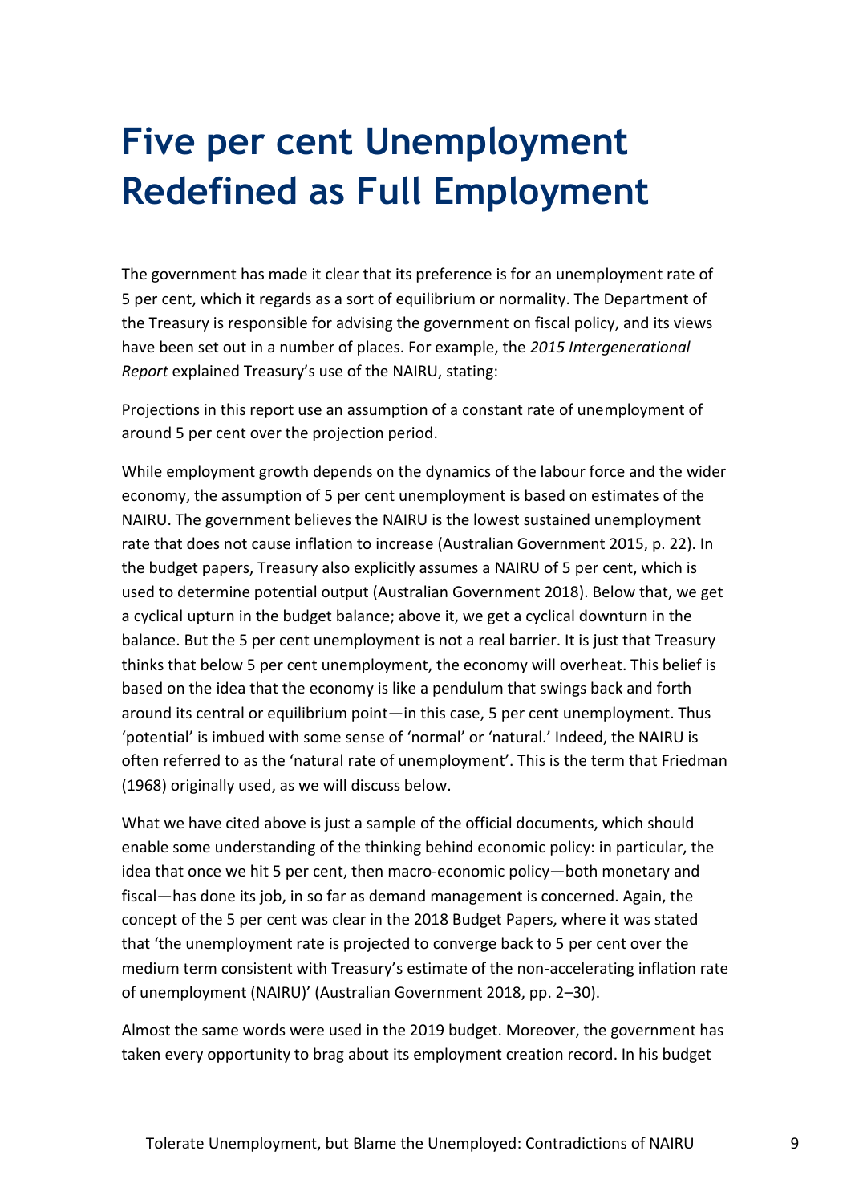# Five per cent Unemployment Redefined as Full Employment

The government has made it clear that its preference is for an unemployment rate of 5 per cent, which it regards as a sort of equilibrium or normality. The Department of the Treasury is responsible for advising the government on fiscal policy, and its views have been set out in a number of places. For example, the *2015 Intergenerational Report* explained Treasury's use of the NAIRU, stating:

Projections in this report use an assumption of a constant rate of unemployment of around 5 per cent over the projection period.

While employment growth depends on the dynamics of the labour force and the wider economy, the assumption of 5 per cent unemployment is based on estimates of the NAIRU. The government believes the NAIRU is the lowest sustained unemployment rate that does not cause inflation to increase (Australian Government 2015, p. 22). In the budget papers, Treasury also explicitly assumes a NAIRU of 5 per cent, which is used to determine potential output (Australian Government 2018). Below that, we get a cyclical upturn in the budget balance; above it, we get a cyclical downturn in the balance. But the 5 per cent unemployment is not a real barrier. It is just that Treasury thinks that below 5 per cent unemployment, the economy will overheat. This belief is based on the idea that the economy is like a pendulum that swings back and forth around its central or equilibrium point—in this case, 5 per cent unemployment. Thus 'potential' is imbued with some sense of 'normal' or 'natural.' Indeed, the NAIRU is often referred to as the 'natural rate of unemployment'. This is the term that Friedman (1968) originally used, as we will discuss below.

What we have cited above is just a sample of the official documents, which should enable some understanding of the thinking behind economic policy: in particular, the idea that once we hit 5 per cent, then macro-economic policy—both monetary and fiscal—has done its job, in so far as demand management is concerned. Again, the concept of the 5 per cent was clear in the 2018 Budget Papers, where it was stated that 'the unemployment rate is projected to converge back to 5 per cent over the medium term consistent with Treasury's estimate of the non-accelerating inflation rate of unemployment (NAIRU)' (Australian Government 2018, pp. 2–30).

Almost the same words were used in the 2019 budget. Moreover, the government has taken every opportunity to brag about its employment creation record. In his budget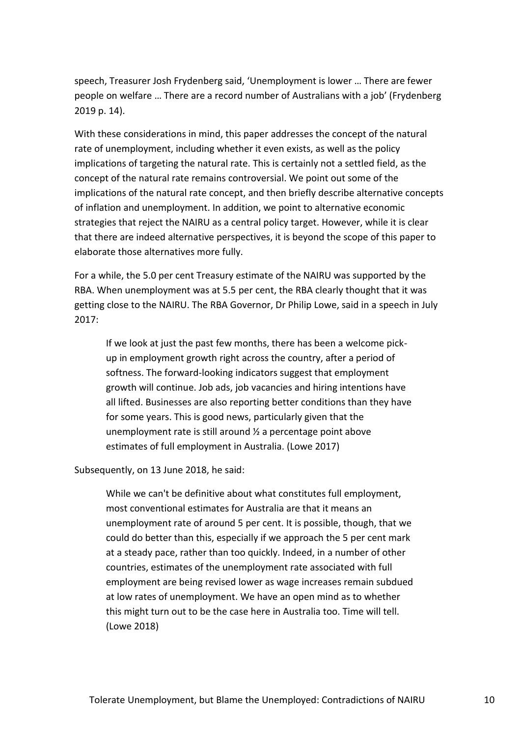speech, Treasurer Josh Frydenberg said, 'Unemployment is lower … There are fewer people on welfare … There are a record number of Australians with a job' (Frydenberg 2019 p. 14).

With these considerations in mind, this paper addresses the concept of the natural rate of unemployment, including whether it even exists, as well as the policy implications of targeting the natural rate. This is certainly not a settled field, as the concept of the natural rate remains controversial. We point out some of the implications of the natural rate concept, and then briefly describe alternative concepts of inflation and unemployment. In addition, we point to alternative economic strategies that reject the NAIRU as a central policy target. However, while it is clear that there are indeed alternative perspectives, it is beyond the scope of this paper to elaborate those alternatives more fully.

For a while, the 5.0 per cent Treasury estimate of the NAIRU was supported by the RBA. When unemployment was at 5.5 per cent, the RBA clearly thought that it was getting close to the NAIRU. The RBA Governor, Dr Philip Lowe, said in a speech in July 2017:

> If we look at just the past few months, there has been a welcome pick-up in employment growth right across the country, after a period of softness. The forward-looking indicators suggest that employment growth will continue. Job ads, job vacancies and hiring intentions have all lifted. Businesses are also reporting better conditions than they have for some years. This is good news, particularly given that the unemployment rate is still around ½ a percentage point above estimates of full employment in Australia. (Lowe 2017)

Subsequently, on 13 June 2018, he said:

> While we can't be definitive about what constitutes full employment, most conventional estimates for Australia are that it means an unemployment rate of around 5 per cent. It is possible, though, that we could do better than this, especially if we approach the 5 per cent mark at a steady pace, rather than too quickly. Indeed, in a number of other countries, estimates of the unemployment rate associated with full employment are being revised lower as wage increases remain subdued at low rates of unemployment. We have an open mind as to whether this might turn out to be the case here in Australia too. Time will tell. (Lowe 2018)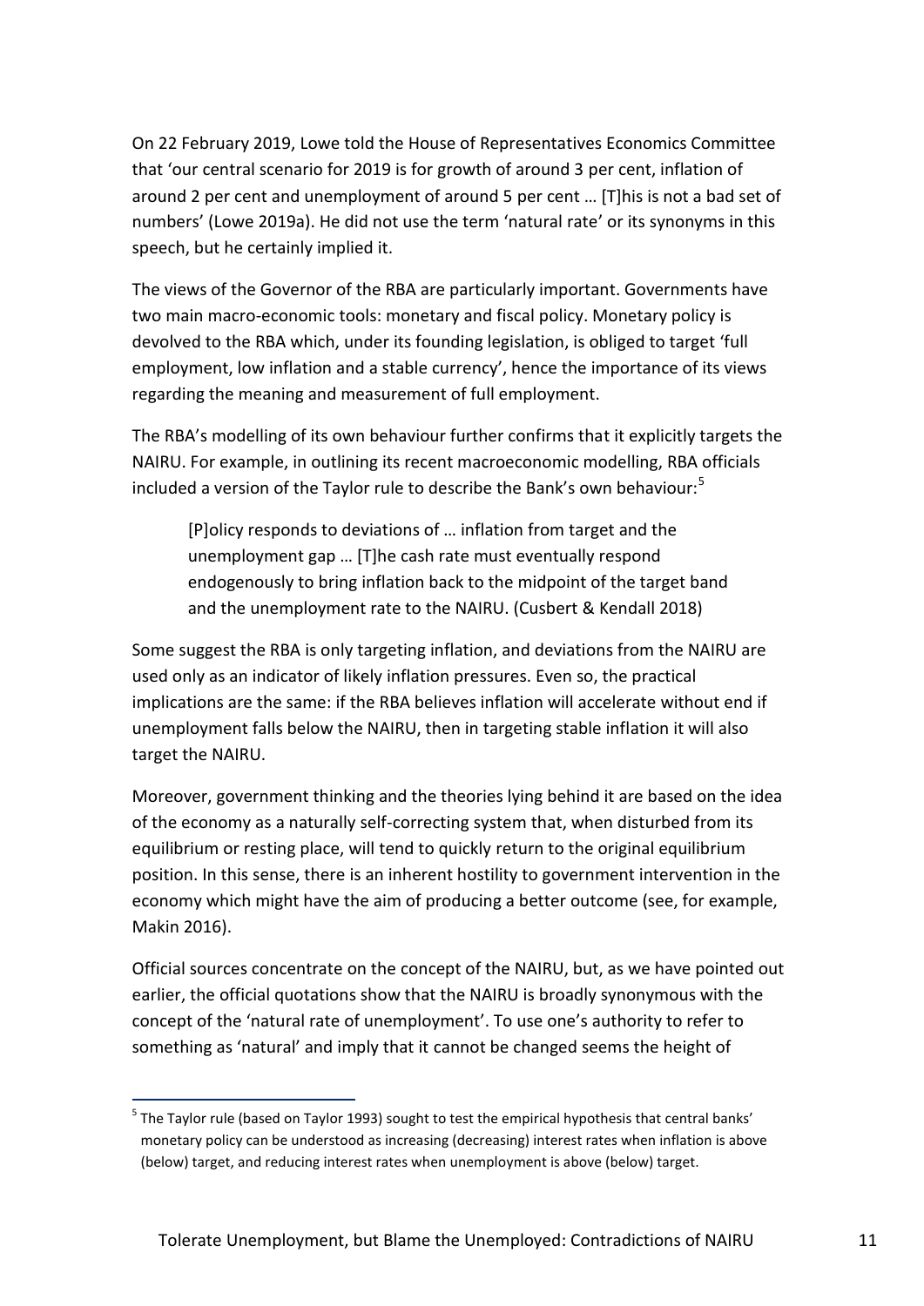On 22 February 2019, Lowe told the House of Representatives Economics Committee that 'our central scenario for 2019 is for growth of around 3 per cent, inflation of around 2 per cent and unemployment of around 5 per cent … [T]his is not a bad set of numbers' (Lowe 2019a). He did not use the term 'natural rate' or its synonyms in this speech, but he certainly implied it.

The views of the Governor of the RBA are particularly important. Governments have two main macro-economic tools: monetary and fiscal policy. Monetary policy is devolved to the RBA which, under its founding legislation, is obliged to target 'full employment, low inflation and a stable currency', hence the importance of its views regarding the meaning and measurement of full employment.

The RBA's modelling of its own behaviour further confirms that it explicitly targets the NAIRU. For example, in outlining its recent macroeconomic modelling, RBA officials included a version of the Taylor rule to describe the Bank's own behaviour:[5]

> [P]olicy responds to deviations of … inflation from target and the unemployment gap … [T]he cash rate must eventually respond endogenously to bring inflation back to the midpoint of the target band and the unemployment rate to the NAIRU. (Cusbert & Kendall 2018)

Some suggest the RBA is only targeting inflation, and deviations from the NAIRU are used only as an indicator of likely inflation pressures. Even so, the practical implications are the same: if the RBA believes inflation will accelerate without end if unemployment falls below the NAIRU, then in targeting stable inflation it will also target the NAIRU.

Moreover, government thinking and the theories lying behind it are based on the idea of the economy as a naturally self-correcting system that, when disturbed from its equilibrium or resting place, will tend to quickly return to the original equilibrium position. In this sense, there is an inherent hostility to government intervention in the economy which might have the aim of producing a better outcome (see, for example, Makin 2016).

Official sources concentrate on the concept of the NAIRU, but, as we have pointed out earlier, the official quotations show that the NAIRU is broadly synonymous with the concept of the 'natural rate of unemployment'. To use one's authority to refer to something as 'natural' and imply that it cannot be changed seems the height of

---

[5] The Taylor rule (based on Taylor 1993) sought to test the empirical hypothesis that central banks' monetary policy can be understood as increasing (decreasing) interest rates when inflation is above (below) target, and reducing interest rates when unemployment is above (below) target.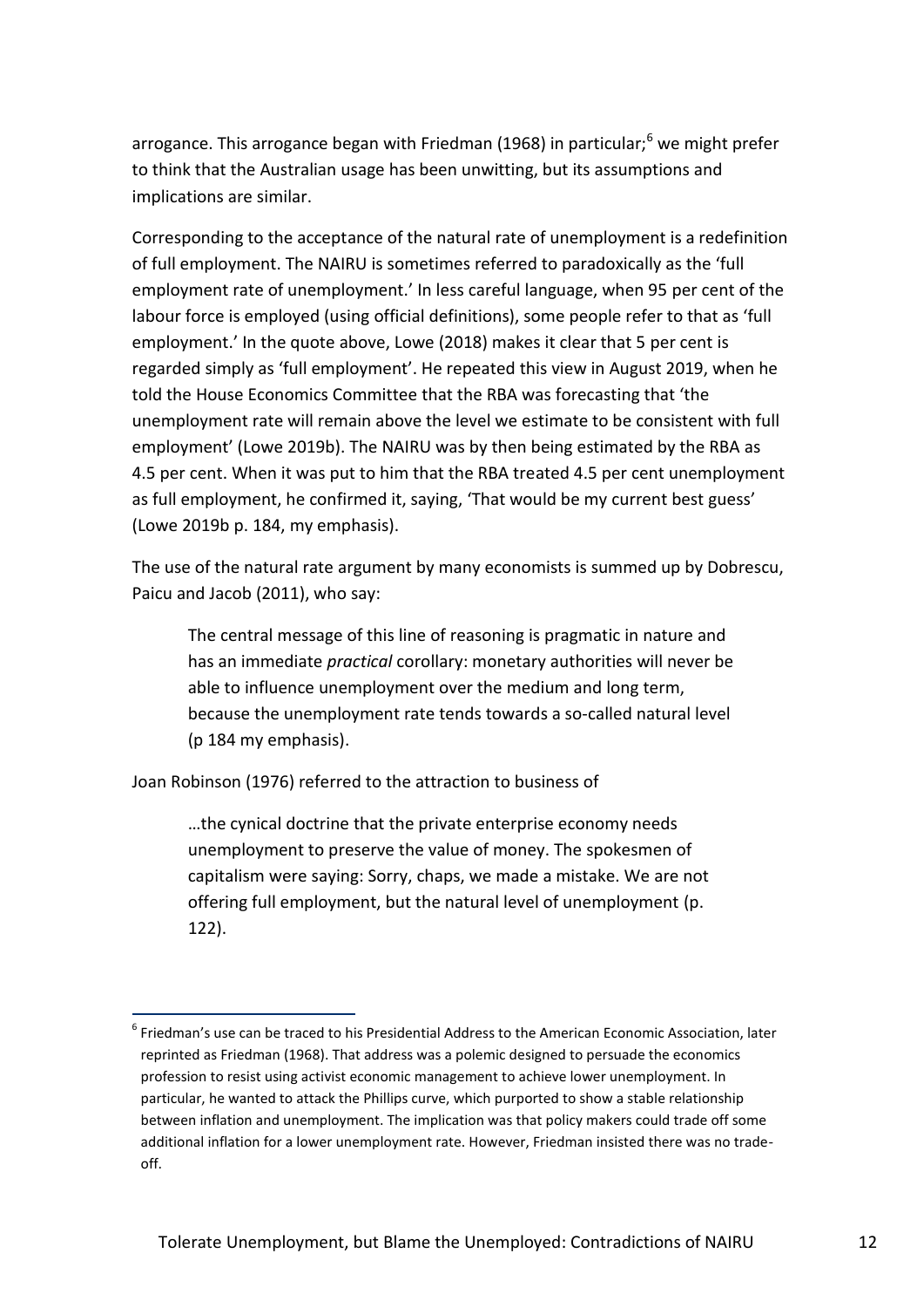arrogance. This arrogance began with Friedman (1968) in particular;[6] we might prefer to think that the Australian usage has been unwitting, but its assumptions and implications are similar.

Corresponding to the acceptance of the natural rate of unemployment is a redefinition of full employment. The NAIRU is sometimes referred to paradoxically as the 'full employment rate of unemployment.' In less careful language, when 95 per cent of the labour force is employed (using official definitions), some people refer to that as 'full employment.' In the quote above, Lowe (2018) makes it clear that 5 per cent is regarded simply as 'full employment'. He repeated this view in August 2019, when he told the House Economics Committee that the RBA was forecasting that 'the unemployment rate will remain above the level we estimate to be consistent with full employment' (Lowe 2019b). The NAIRU was by then being estimated by the RBA as 4.5 per cent. When it was put to him that the RBA treated 4.5 per cent unemployment as full employment, he confirmed it, saying, 'That would be my current best guess' (Lowe 2019b p. 184, my emphasis).

The use of the natural rate argument by many economists is summed up by Dobrescu, Paicu and Jacob (2011), who say:

> The central message of this line of reasoning is pragmatic in nature and has an immediate *practical* corollary: monetary authorities will never be able to influence unemployment over the medium and long term, because the unemployment rate tends towards a so-called natural level (p 184 my emphasis).

Joan Robinson (1976) referred to the attraction to business of

> …the cynical doctrine that the private enterprise economy needs unemployment to preserve the value of money. The spokesmen of capitalism were saying: Sorry, chaps, we made a mistake. We are not offering full employment, but the natural level of unemployment (p. 122).

---

[6] Friedman's use can be traced to his Presidential Address to the American Economic Association, later reprinted as Friedman (1968). That address was a polemic designed to persuade the economics profession to resist using activist economic management to achieve lower unemployment. In particular, he wanted to attack the Phillips curve, which purported to show a stable relationship between inflation and unemployment. The implication was that policy makers could trade off some additional inflation for a lower unemployment rate. However, Friedman insisted there was no trade-off.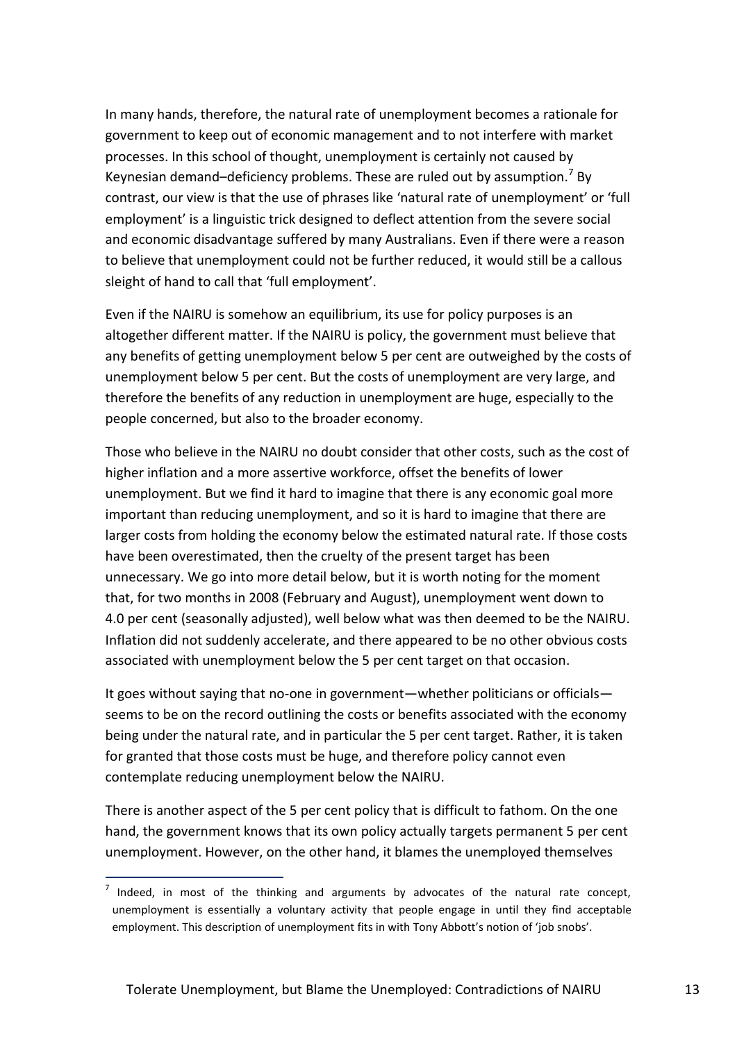In many hands, therefore, the natural rate of unemployment becomes a rationale for government to keep out of economic management and to not interfere with market processes. In this school of thought, unemployment is certainly not caused by Keynesian demand–deficiency problems. These are ruled out by assumption.[7] By contrast, our view is that the use of phrases like 'natural rate of unemployment' or 'full employment' is a linguistic trick designed to deflect attention from the severe social and economic disadvantage suffered by many Australians. Even if there were a reason to believe that unemployment could not be further reduced, it would still be a callous sleight of hand to call that 'full employment'.

Even if the NAIRU is somehow an equilibrium, its use for policy purposes is an altogether different matter. If the NAIRU is policy, the government must believe that any benefits of getting unemployment below 5 per cent are outweighed by the costs of unemployment below 5 per cent. But the costs of unemployment are very large, and therefore the benefits of any reduction in unemployment are huge, especially to the people concerned, but also to the broader economy.

Those who believe in the NAIRU no doubt consider that other costs, such as the cost of higher inflation and a more assertive workforce, offset the benefits of lower unemployment. But we find it hard to imagine that there is any economic goal more important than reducing unemployment, and so it is hard to imagine that there are larger costs from holding the economy below the estimated natural rate. If those costs have been overestimated, then the cruelty of the present target has been unnecessary. We go into more detail below, but it is worth noting for the moment that, for two months in 2008 (February and August), unemployment went down to 4.0 per cent (seasonally adjusted), well below what was then deemed to be the NAIRU. Inflation did not suddenly accelerate, and there appeared to be no other obvious costs associated with unemployment below the 5 per cent target on that occasion.

It goes without saying that no-one in government—whether politicians or officials—seems to be on the record outlining the costs or benefits associated with the economy being under the natural rate, and in particular the 5 per cent target. Rather, it is taken for granted that those costs must be huge, and therefore policy cannot even contemplate reducing unemployment below the NAIRU.

There is another aspect of the 5 per cent policy that is difficult to fathom. On the one hand, the government knows that its own policy actually targets permanent 5 per cent unemployment. However, on the other hand, it blames the unemployed themselves

[7] Indeed, in most of the thinking and arguments by advocates of the natural rate concept, unemployment is essentially a voluntary activity that people engage in until they find acceptable employment. This description of unemployment fits in with Tony Abbott's notion of 'job snobs'.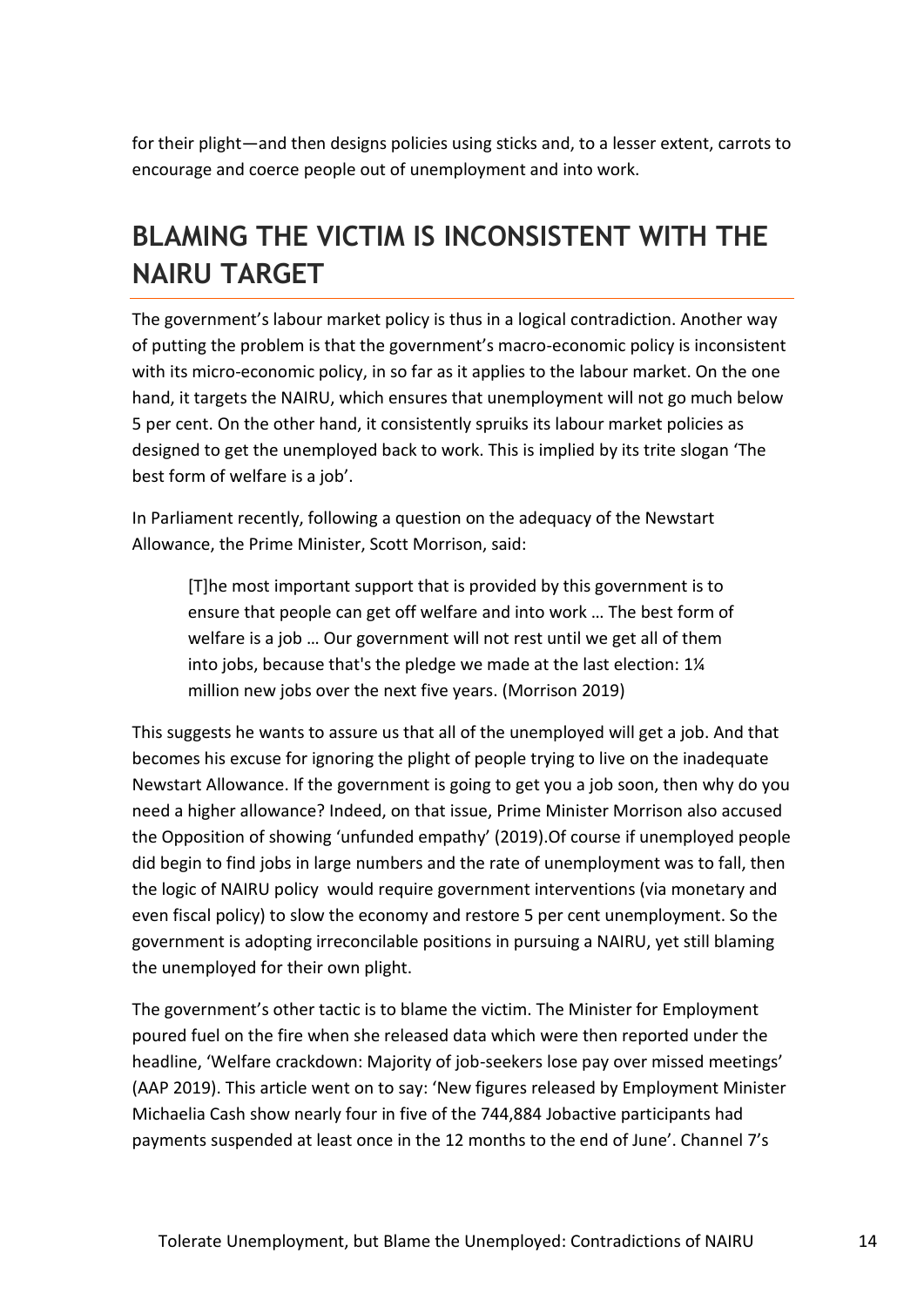for their plight—and then designs policies using sticks and, to a lesser extent, carrots to encourage and coerce people out of unemployment and into work.

## BLAMING THE VICTIM IS INCONSISTENT WITH THE NAIRU TARGET

The government's labour market policy is thus in a logical contradiction. Another way of putting the problem is that the government's macro-economic policy is inconsistent with its micro-economic policy, in so far as it applies to the labour market. On the one hand, it targets the NAIRU, which ensures that unemployment will not go much below 5 per cent. On the other hand, it consistently spruiks its labour market policies as designed to get the unemployed back to work. This is implied by its trite slogan 'The best form of welfare is a job'.

In Parliament recently, following a question on the adequacy of the Newstart Allowance, the Prime Minister, Scott Morrison, said:

> [T]he most important support that is provided by this government is to ensure that people can get off welfare and into work … The best form of welfare is a job … Our government will not rest until we get all of them into jobs, because that's the pledge we made at the last election: 1¼ million new jobs over the next five years. (Morrison 2019)

This suggests he wants to assure us that all of the unemployed will get a job. And that becomes his excuse for ignoring the plight of people trying to live on the inadequate Newstart Allowance. If the government is going to get you a job soon, then why do you need a higher allowance? Indeed, on that issue, Prime Minister Morrison also accused the Opposition of showing 'unfunded empathy' (2019).Of course if unemployed people did begin to find jobs in large numbers and the rate of unemployment was to fall, then the logic of NAIRU policy would require government interventions (via monetary and even fiscal policy) to slow the economy and restore 5 per cent unemployment. So the government is adopting irreconcilable positions in pursuing a NAIRU, yet still blaming the unemployed for their own plight.

The government's other tactic is to blame the victim. The Minister for Employment poured fuel on the fire when she released data which were then reported under the headline, 'Welfare crackdown: Majority of job-seekers lose pay over missed meetings' (AAP 2019). This article went on to say: 'New figures released by Employment Minister Michaelia Cash show nearly four in five of the 744,884 Jobactive participants had payments suspended at least once in the 12 months to the end of June'. Channel 7's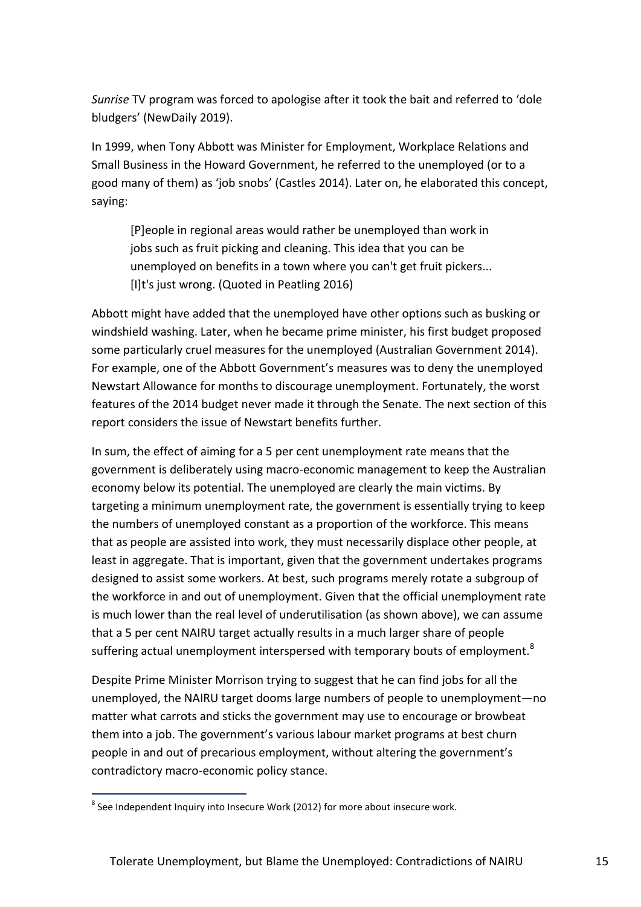*Sunrise* TV program was forced to apologise after it took the bait and referred to 'dole bludgers' (NewDaily 2019).

In 1999, when Tony Abbott was Minister for Employment, Workplace Relations and Small Business in the Howard Government, he referred to the unemployed (or to a good many of them) as 'job snobs' (Castles 2014). Later on, he elaborated this concept, saying:

> [P]eople in regional areas would rather be unemployed than work in jobs such as fruit picking and cleaning. This idea that you can be unemployed on benefits in a town where you can't get fruit pickers... [I]t's just wrong. (Quoted in Peatling 2016)

Abbott might have added that the unemployed have other options such as busking or windshield washing. Later, when he became prime minister, his first budget proposed some particularly cruel measures for the unemployed (Australian Government 2014). For example, one of the Abbott Government's measures was to deny the unemployed Newstart Allowance for months to discourage unemployment. Fortunately, the worst features of the 2014 budget never made it through the Senate. The next section of this report considers the issue of Newstart benefits further.

In sum, the effect of aiming for a 5 per cent unemployment rate means that the government is deliberately using macro-economic management to keep the Australian economy below its potential. The unemployed are clearly the main victims. By targeting a minimum unemployment rate, the government is essentially trying to keep the numbers of unemployed constant as a proportion of the workforce. This means that as people are assisted into work, they must necessarily displace other people, at least in aggregate. That is important, given that the government undertakes programs designed to assist some workers. At best, such programs merely rotate a subgroup of the workforce in and out of unemployment. Given that the official unemployment rate is much lower than the real level of underutilisation (as shown above), we can assume that a 5 per cent NAIRU target actually results in a much larger share of people suffering actual unemployment interspersed with temporary bouts of employment.[8]

Despite Prime Minister Morrison trying to suggest that he can find jobs for all the unemployed, the NAIRU target dooms large numbers of people to unemployment—no matter what carrots and sticks the government may use to encourage or browbeat them into a job. The government's various labour market programs at best churn people in and out of precarious employment, without altering the government's contradictory macro-economic policy stance.

[8] See Independent Inquiry into Insecure Work (2012) for more about insecure work.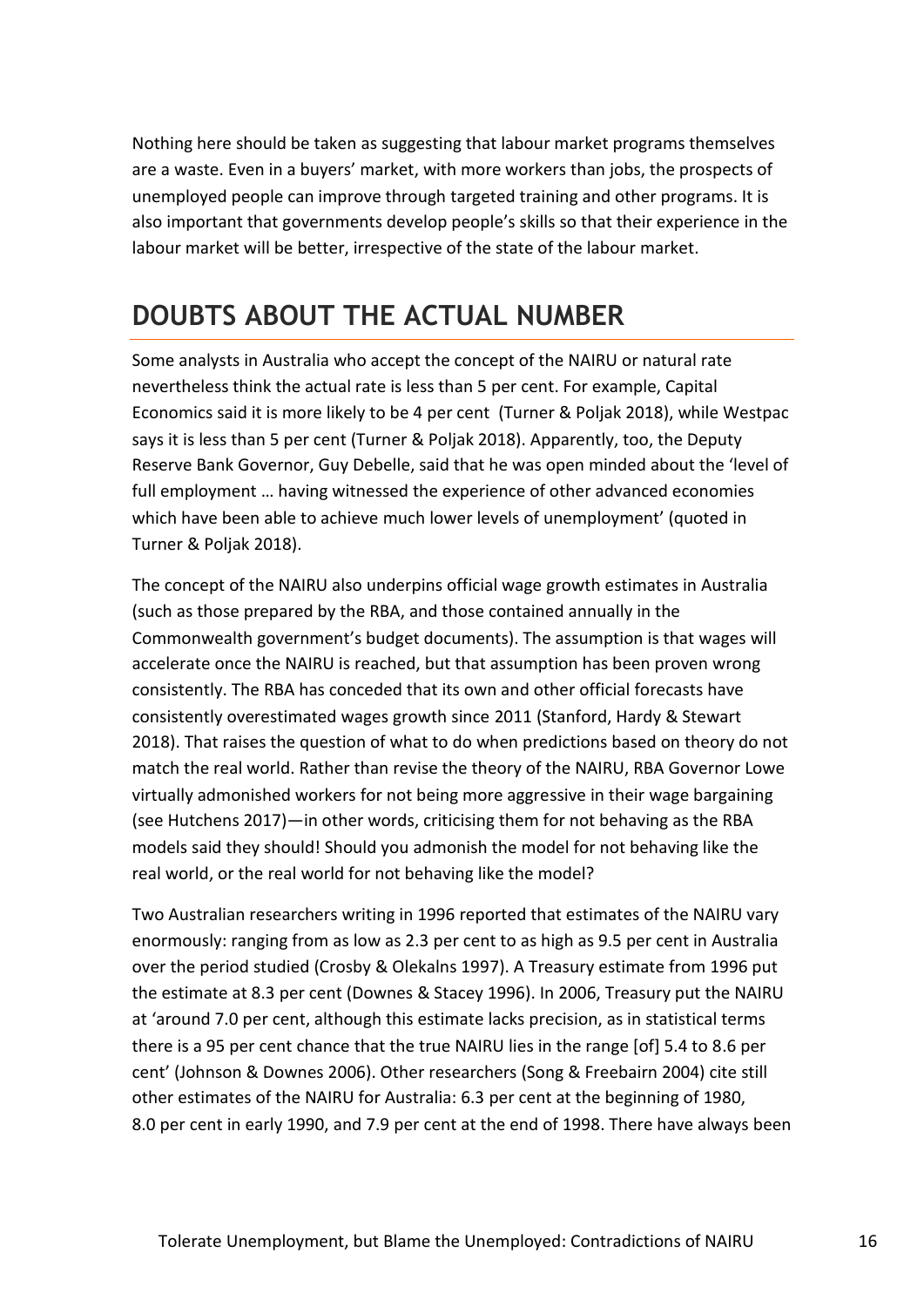Nothing here should be taken as suggesting that labour market programs themselves are a waste. Even in a buyers' market, with more workers than jobs, the prospects of unemployed people can improve through targeted training and other programs. It is also important that governments develop people's skills so that their experience in the labour market will be better, irrespective of the state of the labour market.

## DOUBTS ABOUT THE ACTUAL NUMBER

Some analysts in Australia who accept the concept of the NAIRU or natural rate nevertheless think the actual rate is less than 5 per cent. For example, Capital Economics said it is more likely to be 4 per cent (Turner & Poljak 2018), while Westpac says it is less than 5 per cent (Turner & Poljak 2018). Apparently, too, the Deputy Reserve Bank Governor, Guy Debelle, said that he was open minded about the 'level of full employment … having witnessed the experience of other advanced economies which have been able to achieve much lower levels of unemployment' (quoted in Turner & Poljak 2018).

The concept of the NAIRU also underpins official wage growth estimates in Australia (such as those prepared by the RBA, and those contained annually in the Commonwealth government's budget documents). The assumption is that wages will accelerate once the NAIRU is reached, but that assumption has been proven wrong consistently. The RBA has conceded that its own and other official forecasts have consistently overestimated wages growth since 2011 (Stanford, Hardy & Stewart 2018). That raises the question of what to do when predictions based on theory do not match the real world. Rather than revise the theory of the NAIRU, RBA Governor Lowe virtually admonished workers for not being more aggressive in their wage bargaining (see Hutchens 2017)—in other words, criticising them for not behaving as the RBA models said they should! Should you admonish the model for not behaving like the real world, or the real world for not behaving like the model?

Two Australian researchers writing in 1996 reported that estimates of the NAIRU vary enormously: ranging from as low as 2.3 per cent to as high as 9.5 per cent in Australia over the period studied (Crosby & Olekalns 1997). A Treasury estimate from 1996 put the estimate at 8.3 per cent (Downes & Stacey 1996). In 2006, Treasury put the NAIRU at 'around 7.0 per cent, although this estimate lacks precision, as in statistical terms there is a 95 per cent chance that the true NAIRU lies in the range [of] 5.4 to 8.6 per cent' (Johnson & Downes 2006). Other researchers (Song & Freebairn 2004) cite still other estimates of the NAIRU for Australia: 6.3 per cent at the beginning of 1980, 8.0 per cent in early 1990, and 7.9 per cent at the end of 1998. There have always been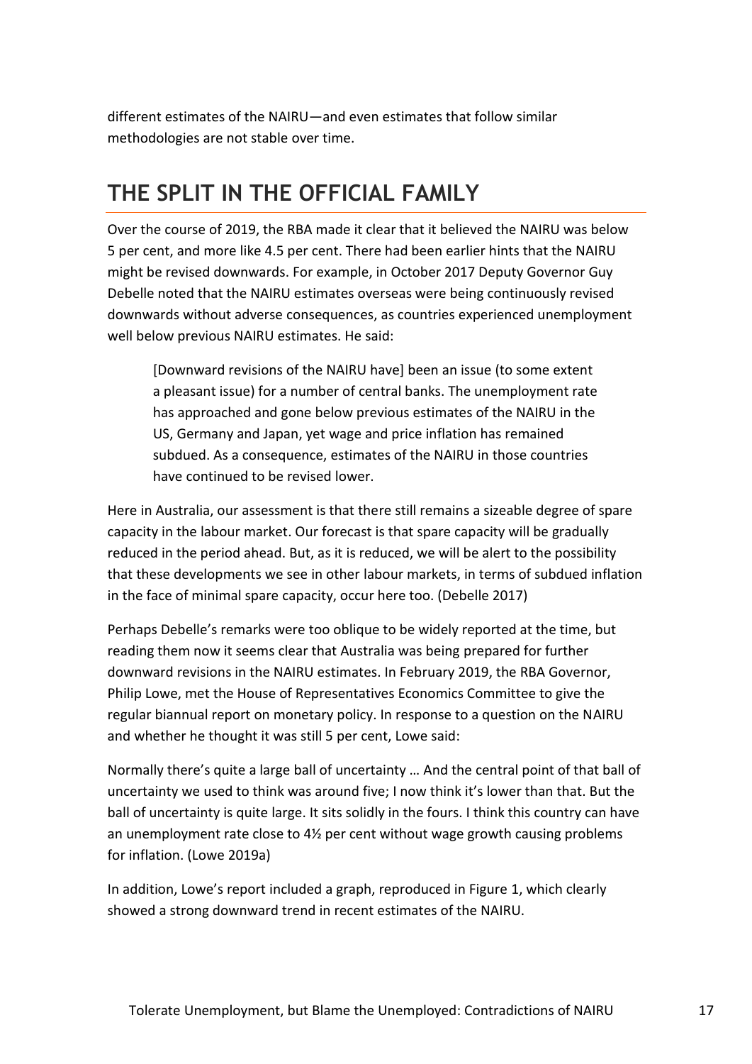different estimates of the NAIRU—and even estimates that follow similar methodologies are not stable over time.

## THE SPLIT IN THE OFFICIAL FAMILY

Over the course of 2019, the RBA made it clear that it believed the NAIRU was below 5 per cent, and more like 4.5 per cent. There had been earlier hints that the NAIRU might be revised downwards. For example, in October 2017 Deputy Governor Guy Debelle noted that the NAIRU estimates overseas were being continuously revised downwards without adverse consequences, as countries experienced unemployment well below previous NAIRU estimates. He said:

> [Downward revisions of the NAIRU have] been an issue (to some extent a pleasant issue) for a number of central banks. The unemployment rate has approached and gone below previous estimates of the NAIRU in the US, Germany and Japan, yet wage and price inflation has remained subdued. As a consequence, estimates of the NAIRU in those countries have continued to be revised lower.

Here in Australia, our assessment is that there still remains a sizeable degree of spare capacity in the labour market. Our forecast is that spare capacity will be gradually reduced in the period ahead. But, as it is reduced, we will be alert to the possibility that these developments we see in other labour markets, in terms of subdued inflation in the face of minimal spare capacity, occur here too. (Debelle 2017)

Perhaps Debelle's remarks were too oblique to be widely reported at the time, but reading them now it seems clear that Australia was being prepared for further downward revisions in the NAIRU estimates. In February 2019, the RBA Governor, Philip Lowe, met the House of Representatives Economics Committee to give the regular biannual report on monetary policy. In response to a question on the NAIRU and whether he thought it was still 5 per cent, Lowe said:

Normally there's quite a large ball of uncertainty … And the central point of that ball of uncertainty we used to think was around five; I now think it's lower than that. But the ball of uncertainty is quite large. It sits solidly in the fours. I think this country can have an unemployment rate close to 4½ per cent without wage growth causing problems for inflation. (Lowe 2019a)

In addition, Lowe's report included a graph, reproduced in Figure 1, which clearly showed a strong downward trend in recent estimates of the NAIRU.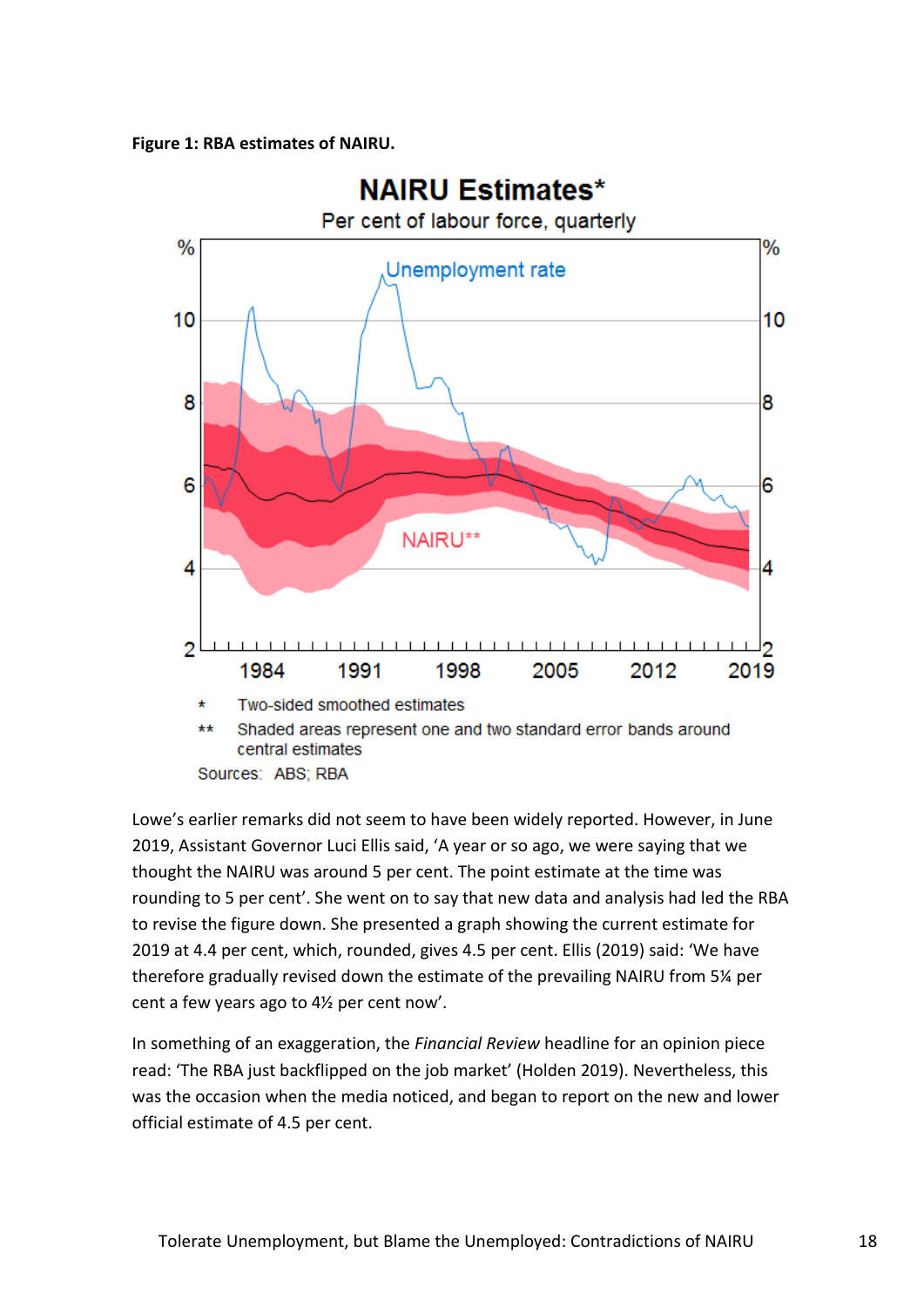**Figure 1: RBA estimates of NAIRU.**

Lowe's earlier remarks did not seem to have been widely reported. However, in June 2019, Assistant Governor Luci Ellis said, 'A year or so ago, we were saying that we thought the NAIRU was around 5 per cent. The point estimate at the time was rounding to 5 per cent'. She went on to say that new data and analysis had led the RBA to revise the figure down. She presented a graph showing the current estimate for 2019 at 4.4 per cent, which, rounded, gives 4.5 per cent. Ellis (2019) said: 'We have therefore gradually revised down the estimate of the prevailing NAIRU from 5¼ per cent a few years ago to 4½ per cent now'.

In something of an exaggeration, the *Financial Review* headline for an opinion piece read: 'The RBA just backflipped on the job market' (Holden 2019). Nevertheless, this was the occasion when the media noticed, and began to report on the new and lower official estimate of 4.5 per cent.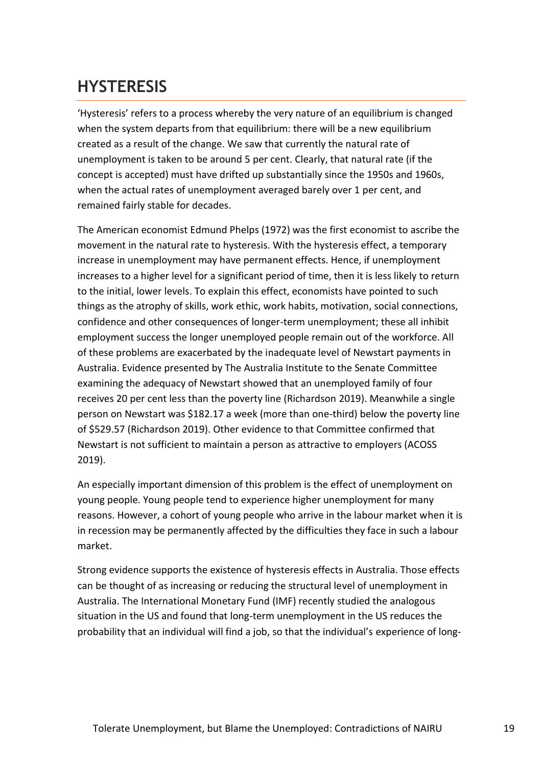## HYSTERESIS

'Hysteresis' refers to a process whereby the very nature of an equilibrium is changed when the system departs from that equilibrium: there will be a new equilibrium created as a result of the change. We saw that currently the natural rate of unemployment is taken to be around 5 per cent. Clearly, that natural rate (if the concept is accepted) must have drifted up substantially since the 1950s and 1960s, when the actual rates of unemployment averaged barely over 1 per cent, and remained fairly stable for decades.

The American economist Edmund Phelps (1972) was the first economist to ascribe the movement in the natural rate to hysteresis. With the hysteresis effect, a temporary increase in unemployment may have permanent effects. Hence, if unemployment increases to a higher level for a significant period of time, then it is less likely to return to the initial, lower levels. To explain this effect, economists have pointed to such things as the atrophy of skills, work ethic, work habits, motivation, social connections, confidence and other consequences of longer-term unemployment; these all inhibit employment success the longer unemployed people remain out of the workforce. All of these problems are exacerbated by the inadequate level of Newstart payments in Australia. Evidence presented by The Australia Institute to the Senate Committee examining the adequacy of Newstart showed that an unemployed family of four receives 20 per cent less than the poverty line (Richardson 2019). Meanwhile a single person on Newstart was $182.17 a week (more than one-third) below the poverty line of $529.57 (Richardson 2019). Other evidence to that Committee confirmed that Newstart is not sufficient to maintain a person as attractive to employers (ACOSS 2019).

An especially important dimension of this problem is the effect of unemployment on young people. Young people tend to experience higher unemployment for many reasons. However, a cohort of young people who arrive in the labour market when it is in recession may be permanently affected by the difficulties they face in such a labour market.

Strong evidence supports the existence of hysteresis effects in Australia. Those effects can be thought of as increasing or reducing the structural level of unemployment in Australia. The International Monetary Fund (IMF) recently studied the analogous situation in the US and found that long-term unemployment in the US reduces the probability that an individual will find a job, so that the individual's experience of long-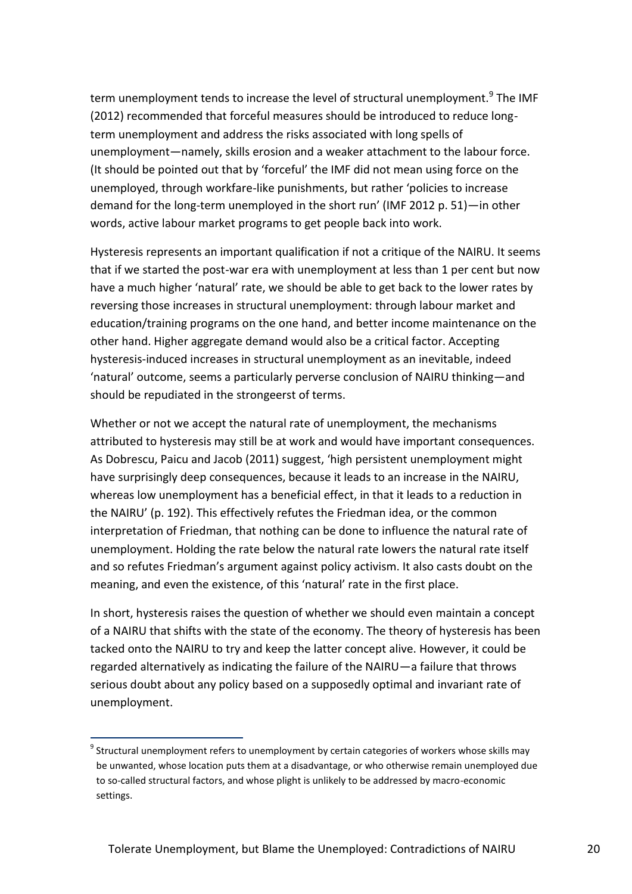term unemployment tends to increase the level of structural unemployment.[9] The IMF (2012) recommended that forceful measures should be introduced to reduce long-term unemployment and address the risks associated with long spells of unemployment—namely, skills erosion and a weaker attachment to the labour force. (It should be pointed out that by 'forceful' the IMF did not mean using force on the unemployed, through workfare-like punishments, but rather 'policies to increase demand for the long-term unemployed in the short run' (IMF 2012 p. 51)—in other words, active labour market programs to get people back into work.

Hysteresis represents an important qualification if not a critique of the NAIRU. It seems that if we started the post-war era with unemployment at less than 1 per cent but now have a much higher 'natural' rate, we should be able to get back to the lower rates by reversing those increases in structural unemployment: through labour market and education/training programs on the one hand, and better income maintenance on the other hand. Higher aggregate demand would also be a critical factor. Accepting hysteresis-induced increases in structural unemployment as an inevitable, indeed 'natural' outcome, seems a particularly perverse conclusion of NAIRU thinking—and should be repudiated in the strongeerst of terms.

Whether or not we accept the natural rate of unemployment, the mechanisms attributed to hysteresis may still be at work and would have important consequences. As Dobrescu, Paicu and Jacob (2011) suggest, 'high persistent unemployment might have surprisingly deep consequences, because it leads to an increase in the NAIRU, whereas low unemployment has a beneficial effect, in that it leads to a reduction in the NAIRU' (p. 192). This effectively refutes the Friedman idea, or the common interpretation of Friedman, that nothing can be done to influence the natural rate of unemployment. Holding the rate below the natural rate lowers the natural rate itself and so refutes Friedman's argument against policy activism. It also casts doubt on the meaning, and even the existence, of this 'natural' rate in the first place.

In short, hysteresis raises the question of whether we should even maintain a concept of a NAIRU that shifts with the state of the economy. The theory of hysteresis has been tacked onto the NAIRU to try and keep the latter concept alive. However, it could be regarded alternatively as indicating the failure of the NAIRU—a failure that throws serious doubt about any policy based on a supposedly optimal and invariant rate of unemployment.

---

[9] Structural unemployment refers to unemployment by certain categories of workers whose skills may be unwanted, whose location puts them at a disadvantage, or who otherwise remain unemployed due to so-called structural factors, and whose plight is unlikely to be addressed by macro-economic settings.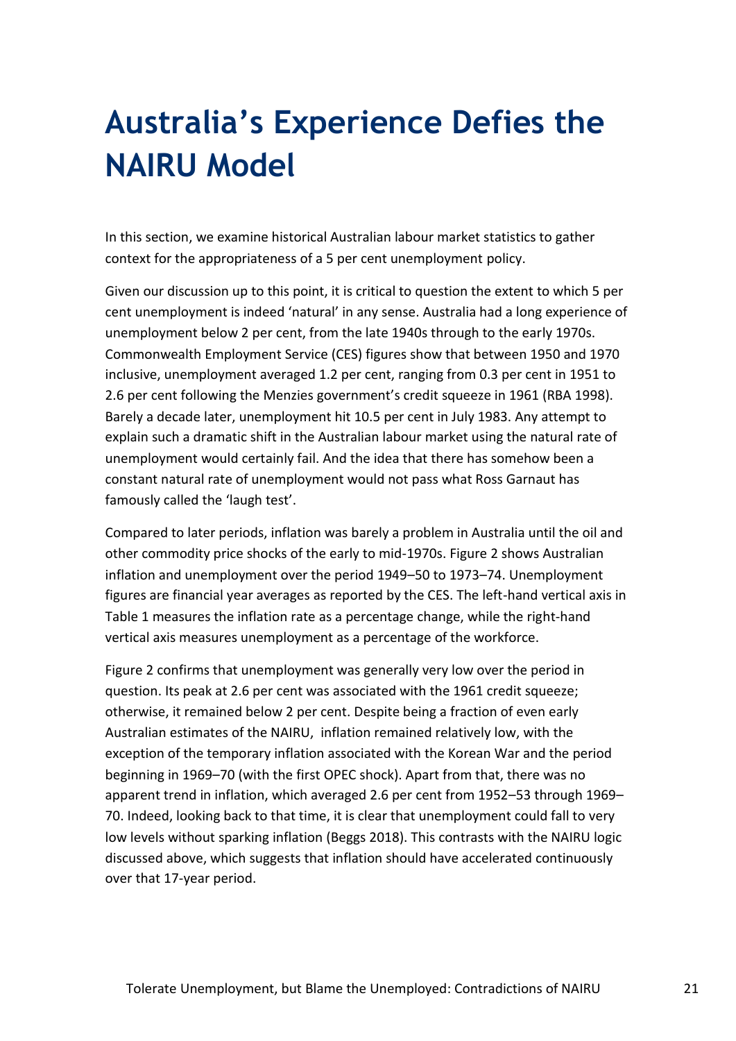# Australia's Experience Defies the NAIRU Model

In this section, we examine historical Australian labour market statistics to gather context for the appropriateness of a 5 per cent unemployment policy.

Given our discussion up to this point, it is critical to question the extent to which 5 per cent unemployment is indeed 'natural' in any sense. Australia had a long experience of unemployment below 2 per cent, from the late 1940s through to the early 1970s. Commonwealth Employment Service (CES) figures show that between 1950 and 1970 inclusive, unemployment averaged 1.2 per cent, ranging from 0.3 per cent in 1951 to 2.6 per cent following the Menzies government's credit squeeze in 1961 (RBA 1998). Barely a decade later, unemployment hit 10.5 per cent in July 1983. Any attempt to explain such a dramatic shift in the Australian labour market using the natural rate of unemployment would certainly fail. And the idea that there has somehow been a constant natural rate of unemployment would not pass what Ross Garnaut has famously called the 'laugh test'.

Compared to later periods, inflation was barely a problem in Australia until the oil and other commodity price shocks of the early to mid-1970s. Figure 2 shows Australian inflation and unemployment over the period 1949–50 to 1973–74. Unemployment figures are financial year averages as reported by the CES. The left-hand vertical axis in Table 1 measures the inflation rate as a percentage change, while the right-hand vertical axis measures unemployment as a percentage of the workforce.

Figure 2 confirms that unemployment was generally very low over the period in question. Its peak at 2.6 per cent was associated with the 1961 credit squeeze; otherwise, it remained below 2 per cent. Despite being a fraction of even early Australian estimates of the NAIRU, inflation remained relatively low, with the exception of the temporary inflation associated with the Korean War and the period beginning in 1969–70 (with the first OPEC shock). Apart from that, there was no apparent trend in inflation, which averaged 2.6 per cent from 1952–53 through 1969–70. Indeed, looking back to that time, it is clear that unemployment could fall to very low levels without sparking inflation (Beggs 2018). This contrasts with the NAIRU logic discussed above, which suggests that inflation should have accelerated continuously over that 17-year period.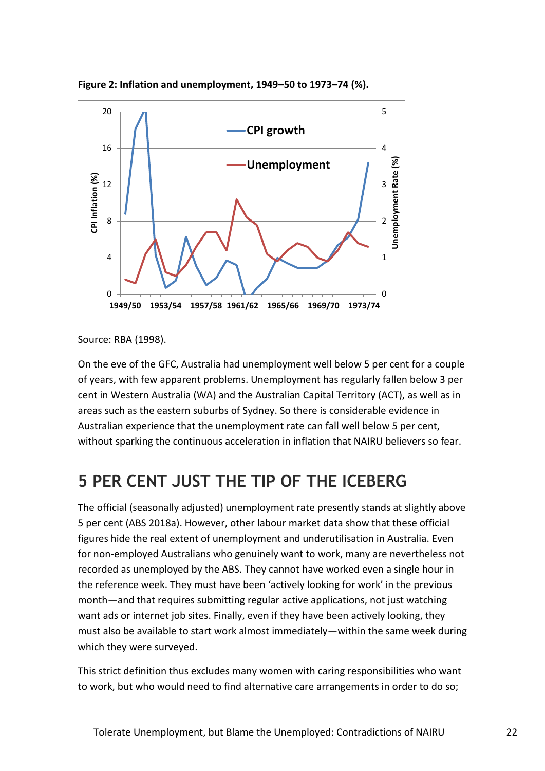**Figure 2: Inflation and unemployment, 1949–50 to 1973–74 (%).**

Source: RBA (1998).

On the eve of the GFC, Australia had unemployment well below 5 per cent for a couple of years, with few apparent problems. Unemployment has regularly fallen below 3 per cent in Western Australia (WA) and the Australian Capital Territory (ACT), as well as in areas such as the eastern suburbs of Sydney. So there is considerable evidence in Australian experience that the unemployment rate can fall well below 5 per cent, without sparking the continuous acceleration in inflation that NAIRU believers so fear.

## 5 PER CENT JUST THE TIP OF THE ICEBERG

The official (seasonally adjusted) unemployment rate presently stands at slightly above 5 per cent (ABS 2018a). However, other labour market data show that these official figures hide the real extent of unemployment and underutilisation in Australia. Even for non-employed Australians who genuinely want to work, many are nevertheless not recorded as unemployed by the ABS. They cannot have worked even a single hour in the reference week. They must have been 'actively looking for work' in the previous month—and that requires submitting regular active applications, not just watching want ads or internet job sites. Finally, even if they have been actively looking, they must also be available to start work almost immediately—within the same week during which they were surveyed.

This strict definition thus excludes many women with caring responsibilities who want to work, but who would need to find alternative care arrangements in order to do so;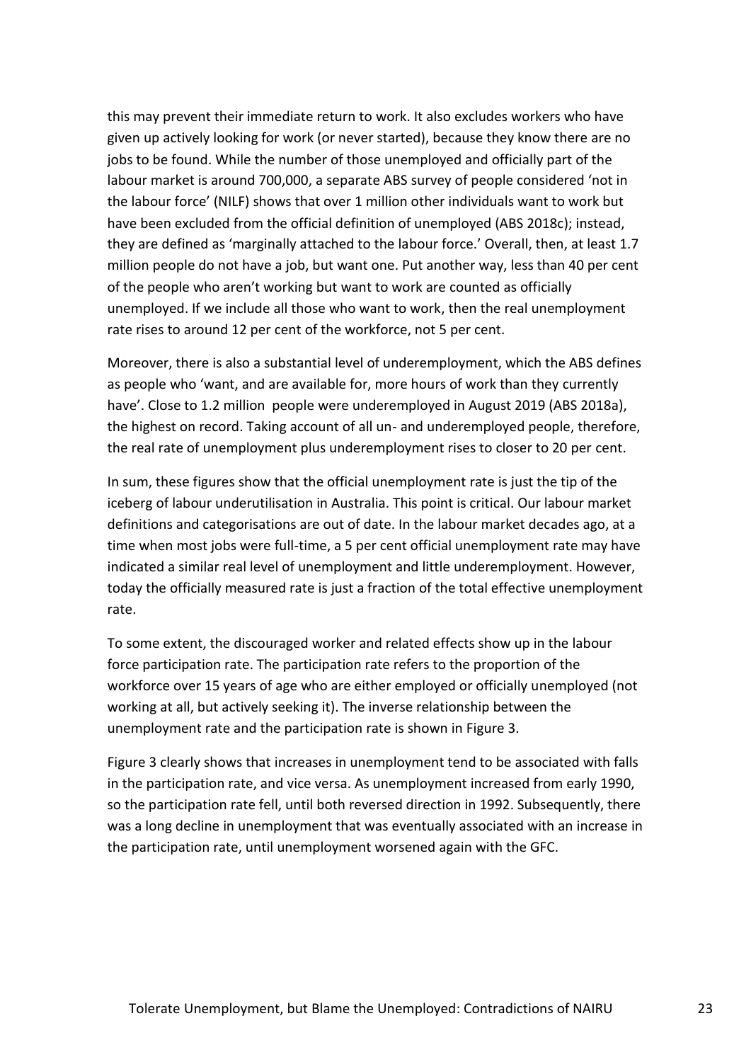this may prevent their immediate return to work. It also excludes workers who have given up actively looking for work (or never started), because they know there are no jobs to be found. While the number of those unemployed and officially part of the labour market is around 700,000, a separate ABS survey of people considered 'not in the labour force' (NILF) shows that over 1 million other individuals want to work but have been excluded from the official definition of unemployed (ABS 2018c); instead, they are defined as 'marginally attached to the labour force.' Overall, then, at least 1.7 million people do not have a job, but want one. Put another way, less than 40 per cent of the people who aren't working but want to work are counted as officially unemployed. If we include all those who want to work, then the real unemployment rate rises to around 12 per cent of the workforce, not 5 per cent.

Moreover, there is also a substantial level of underemployment, which the ABS defines as people who 'want, and are available for, more hours of work than they currently have'. Close to 1.2 million people were underemployed in August 2019 (ABS 2018a), the highest on record. Taking account of all un- and underemployed people, therefore, the real rate of unemployment plus underemployment rises to closer to 20 per cent.

In sum, these figures show that the official unemployment rate is just the tip of the iceberg of labour underutilisation in Australia. This point is critical. Our labour market definitions and categorisations are out of date. In the labour market decades ago, at a time when most jobs were full-time, a 5 per cent official unemployment rate may have indicated a similar real level of unemployment and little underemployment. However, today the officially measured rate is just a fraction of the total effective unemployment rate.

To some extent, the discouraged worker and related effects show up in the labour force participation rate. The participation rate refers to the proportion of the workforce over 15 years of age who are either employed or officially unemployed (not working at all, but actively seeking it). The inverse relationship between the unemployment rate and the participation rate is shown in Figure 3.

Figure 3 clearly shows that increases in unemployment tend to be associated with falls in the participation rate, and vice versa. As unemployment increased from early 1990, so the participation rate fell, until both reversed direction in 1992. Subsequently, there was a long decline in unemployment that was eventually associated with an increase in the participation rate, until unemployment worsened again with the GFC.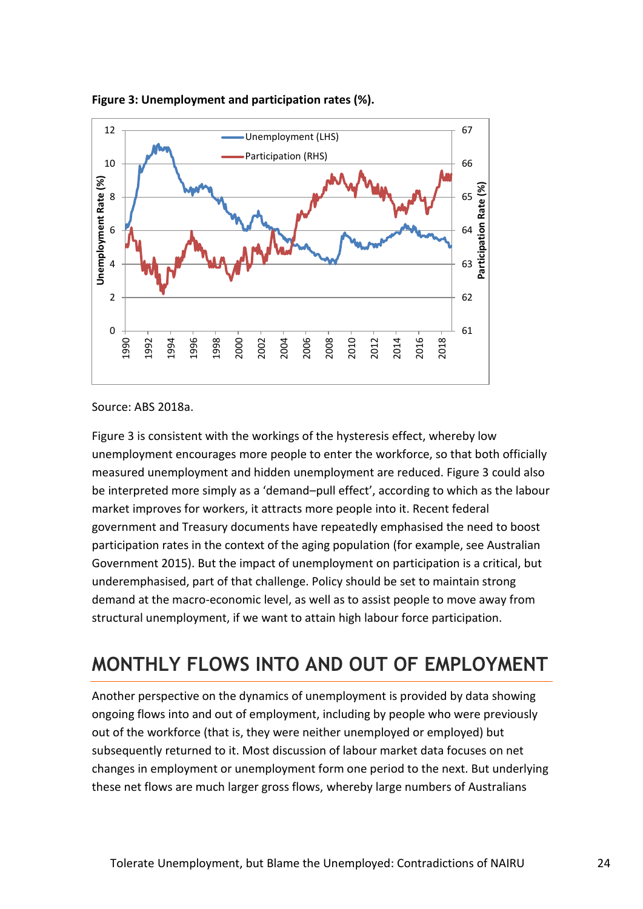**Figure 3: Unemployment and participation rates (%).**

Source: ABS 2018a.

Figure 3 is consistent with the workings of the hysteresis effect, whereby low unemployment encourages more people to enter the workforce, so that both officially measured unemployment and hidden unemployment are reduced. Figure 3 could also be interpreted more simply as a 'demand–pull effect', according to which as the labour market improves for workers, it attracts more people into it. Recent federal government and Treasury documents have repeatedly emphasised the need to boost participation rates in the context of the aging population (for example, see Australian Government 2015). But the impact of unemployment on participation is a critical, but underemphasised, part of that challenge. Policy should be set to maintain strong demand at the macro-economic level, as well as to assist people to move away from structural unemployment, if we want to attain high labour force participation.

## MONTHLY FLOWS INTO AND OUT OF EMPLOYMENT

Another perspective on the dynamics of unemployment is provided by data showing ongoing flows into and out of employment, including by people who were previously out of the workforce (that is, they were neither unemployed or employed) but subsequently returned to it. Most discussion of labour market data focuses on net changes in employment or unemployment form one period to the next. But underlying these net flows are much larger gross flows, whereby large numbers of Australians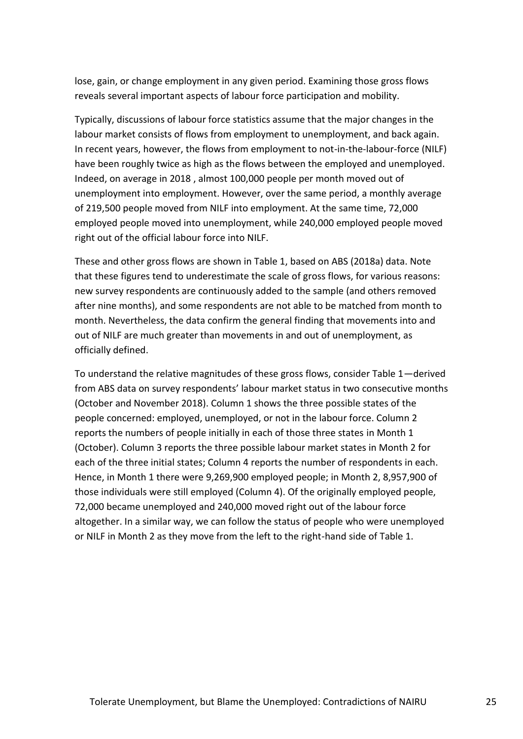lose, gain, or change employment in any given period. Examining those gross flows reveals several important aspects of labour force participation and mobility.

Typically, discussions of labour force statistics assume that the major changes in the labour market consists of flows from employment to unemployment, and back again. In recent years, however, the flows from employment to not-in-the-labour-force (NILF) have been roughly twice as high as the flows between the employed and unemployed. Indeed, on average in 2018 , almost 100,000 people per month moved out of unemployment into employment. However, over the same period, a monthly average of 219,500 people moved from NILF into employment. At the same time, 72,000 employed people moved into unemployment, while 240,000 employed people moved right out of the official labour force into NILF.

These and other gross flows are shown in Table 1, based on ABS (2018a) data. Note that these figures tend to underestimate the scale of gross flows, for various reasons: new survey respondents are continuously added to the sample (and others removed after nine months), and some respondents are not able to be matched from month to month. Nevertheless, the data confirm the general finding that movements into and out of NILF are much greater than movements in and out of unemployment, as officially defined.

To understand the relative magnitudes of these gross flows, consider Table 1—derived from ABS data on survey respondents' labour market status in two consecutive months (October and November 2018). Column 1 shows the three possible states of the people concerned: employed, unemployed, or not in the labour force. Column 2 reports the numbers of people initially in each of those three states in Month 1 (October). Column 3 reports the three possible labour market states in Month 2 for each of the three initial states; Column 4 reports the number of respondents in each. Hence, in Month 1 there were 9,269,900 employed people; in Month 2, 8,957,900 of those individuals were still employed (Column 4). Of the originally employed people, 72,000 became unemployed and 240,000 moved right out of the labour force altogether. In a similar way, we can follow the status of people who were unemployed or NILF in Month 2 as they move from the left to the right-hand side of Table 1.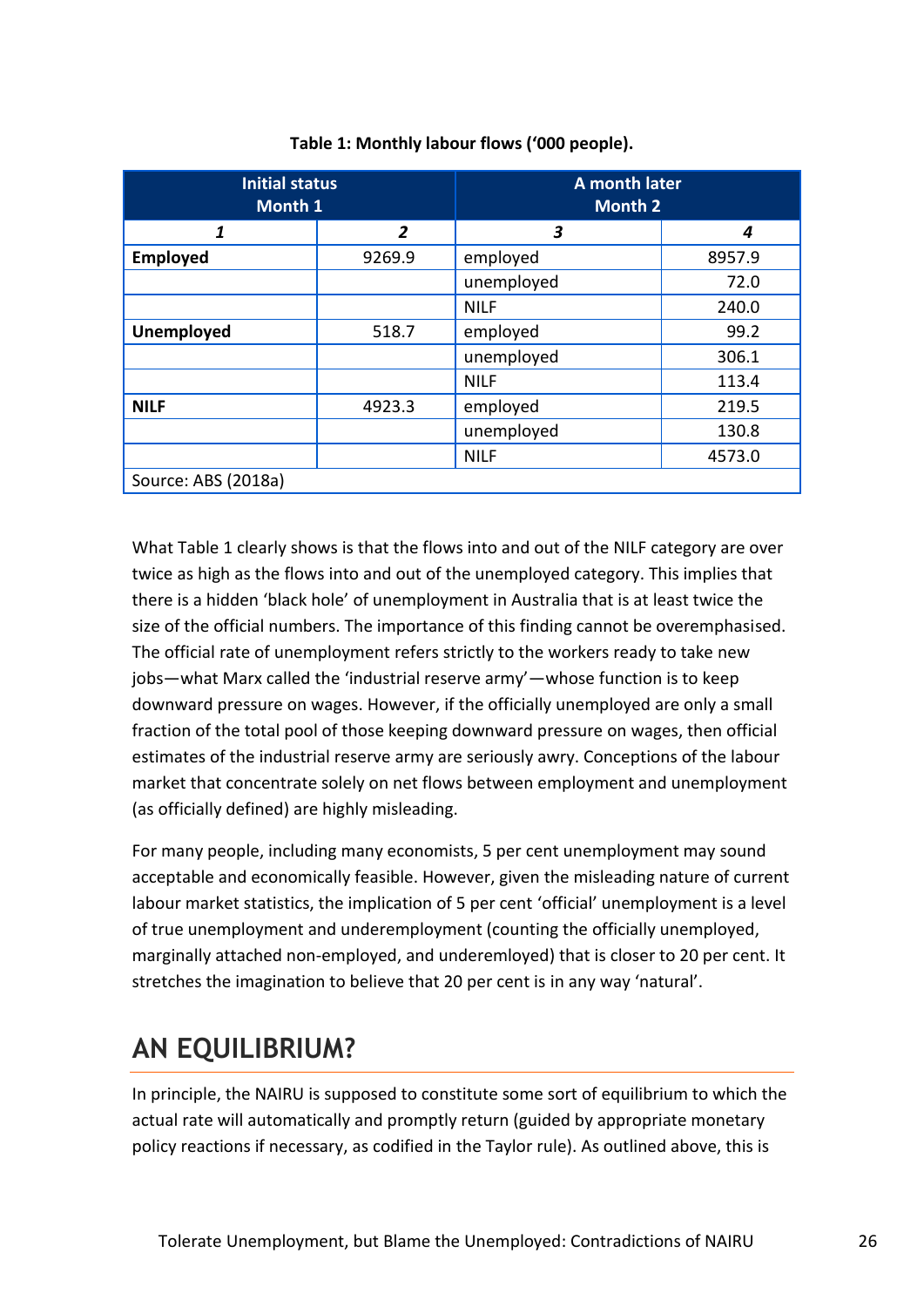**Table 1: Monthly labour flows ('000 people).**

| Initial status Month 1 | | A month later Month 2 | |
|---|---|---|---|
| ***1*** | ***2*** | ***3*** | ***4*** |
| **Employed** | 9269.9 | employed | 8957.9 |
| | | unemployed | 72.0 |
| | | NILF | 240.0 |
| **Unemployed** | 518.7 | employed | 99.2 |
| | | unemployed | 306.1 |
| | | NILF | 113.4 |
| **NILF** | 4923.3 | employed | 219.5 |
| | | unemployed | 130.8 |
| | | NILF | 4573.0 |
| Source: ABS (2018a) | | | |

What Table 1 clearly shows is that the flows into and out of the NILF category are over twice as high as the flows into and out of the unemployed category. This implies that there is a hidden 'black hole' of unemployment in Australia that is at least twice the size of the official numbers. The importance of this finding cannot be overemphasised. The official rate of unemployment refers strictly to the workers ready to take new jobs—what Marx called the 'industrial reserve army'—whose function is to keep downward pressure on wages. However, if the officially unemployed are only a small fraction of the total pool of those keeping downward pressure on wages, then official estimates of the industrial reserve army are seriously awry. Conceptions of the labour market that concentrate solely on net flows between employment and unemployment (as officially defined) are highly misleading.

For many people, including many economists, 5 per cent unemployment may sound acceptable and economically feasible. However, given the misleading nature of current labour market statistics, the implication of 5 per cent 'official' unemployment is a level of true unemployment and underemployment (counting the officially unemployed, marginally attached non-employed, and underemloyed) that is closer to 20 per cent. It stretches the imagination to believe that 20 per cent is in any way 'natural'.

## AN EQUILIBRIUM?

In principle, the NAIRU is supposed to constitute some sort of equilibrium to which the actual rate will automatically and promptly return (guided by appropriate monetary policy reactions if necessary, as codified in the Taylor rule). As outlined above, this is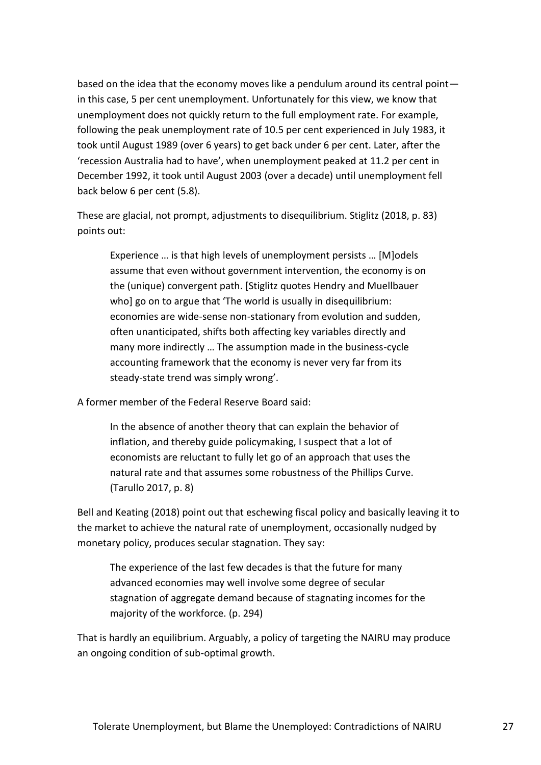based on the idea that the economy moves like a pendulum around its central point—in this case, 5 per cent unemployment. Unfortunately for this view, we know that unemployment does not quickly return to the full employment rate. For example, following the peak unemployment rate of 10.5 per cent experienced in July 1983, it took until August 1989 (over 6 years) to get back under 6 per cent. Later, after the 'recession Australia had to have', when unemployment peaked at 11.2 per cent in December 1992, it took until August 2003 (over a decade) until unemployment fell back below 6 per cent (5.8).

These are glacial, not prompt, adjustments to disequilibrium. Stiglitz (2018, p. 83) points out:

> Experience … is that high levels of unemployment persists … [M]odels assume that even without government intervention, the economy is on the (unique) convergent path. [Stiglitz quotes Hendry and Muellbauer who] go on to argue that 'The world is usually in disequilibrium: economies are wide-sense non-stationary from evolution and sudden, often unanticipated, shifts both affecting key variables directly and many more indirectly … The assumption made in the business-cycle accounting framework that the economy is never very far from its steady-state trend was simply wrong'.

A former member of the Federal Reserve Board said:

> In the absence of another theory that can explain the behavior of inflation, and thereby guide policymaking, I suspect that a lot of economists are reluctant to fully let go of an approach that uses the natural rate and that assumes some robustness of the Phillips Curve. (Tarullo 2017, p. 8)

Bell and Keating (2018) point out that eschewing fiscal policy and basically leaving it to the market to achieve the natural rate of unemployment, occasionally nudged by monetary policy, produces secular stagnation. They say:

> The experience of the last few decades is that the future for many advanced economies may well involve some degree of secular stagnation of aggregate demand because of stagnating incomes for the majority of the workforce. (p. 294)

That is hardly an equilibrium. Arguably, a policy of targeting the NAIRU may produce an ongoing condition of sub-optimal growth.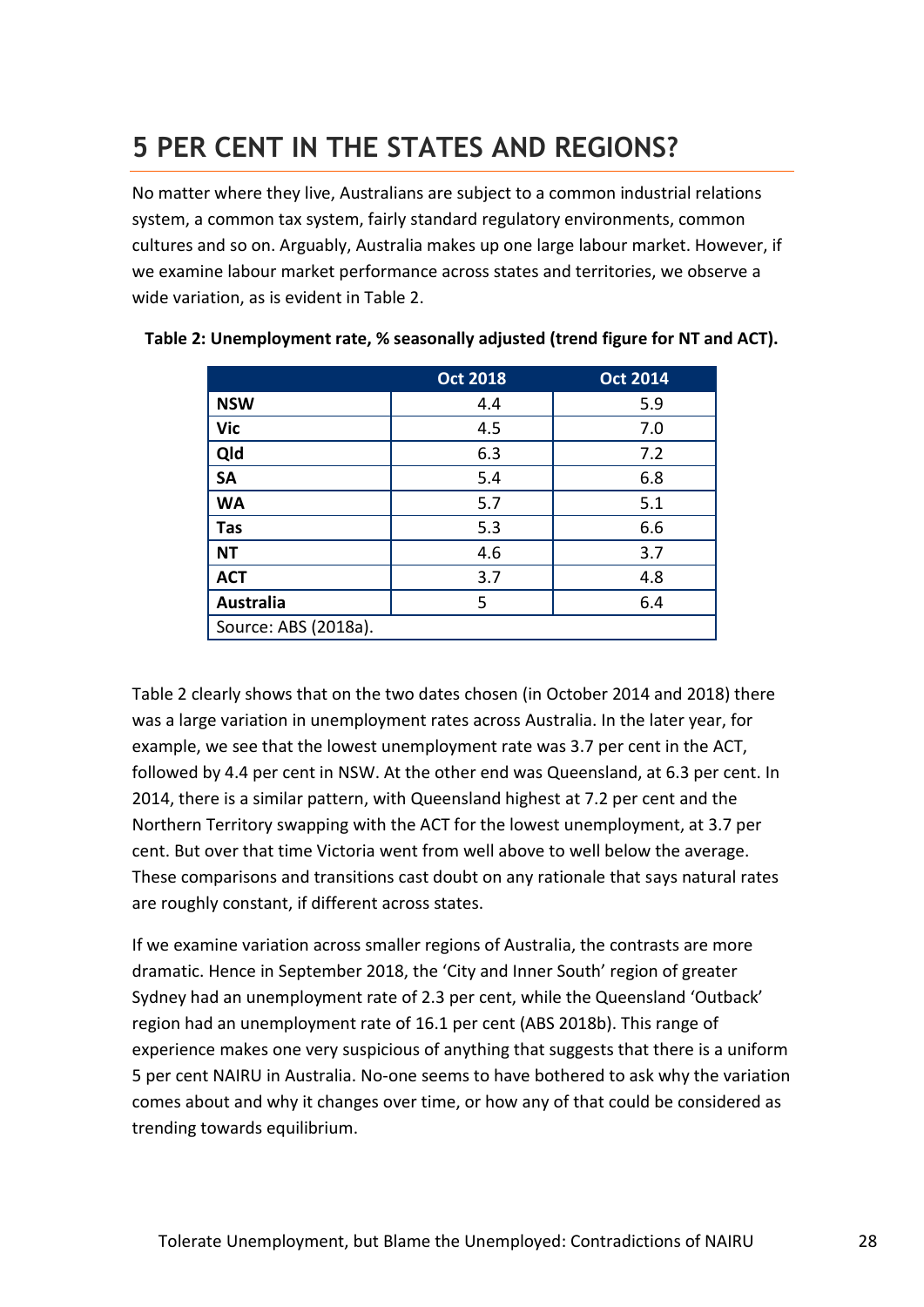## 5 PER CENT IN THE STATES AND REGIONS?

No matter where they live, Australians are subject to a common industrial relations system, a common tax system, fairly standard regulatory environments, common cultures and so on. Arguably, Australia makes up one large labour market. However, if we examine labour market performance across states and territories, we observe a wide variation, as is evident in Table 2.

**Table 2: Unemployment rate, % seasonally adjusted (trend figure for NT and ACT).**

| | Oct 2018 | Oct 2014 |
|---|---|---|
| **NSW** | 4.4 | 5.9 |
| **Vic** | 4.5 | 7.0 |
| **Qld** | 6.3 | 7.2 |
| **SA** | 5.4 | 6.8 |
| **WA** | 5.7 | 5.1 |
| **Tas** | 5.3 | 6.6 |
| **NT** | 4.6 | 3.7 |
| **ACT** | 3.7 | 4.8 |
| **Australia** | 5 | 6.4 |
| Source: ABS (2018a). | | |

Table 2 clearly shows that on the two dates chosen (in October 2014 and 2018) there was a large variation in unemployment rates across Australia. In the later year, for example, we see that the lowest unemployment rate was 3.7 per cent in the ACT, followed by 4.4 per cent in NSW. At the other end was Queensland, at 6.3 per cent. In 2014, there is a similar pattern, with Queensland highest at 7.2 per cent and the Northern Territory swapping with the ACT for the lowest unemployment, at 3.7 per cent. But over that time Victoria went from well above to well below the average. These comparisons and transitions cast doubt on any rationale that says natural rates are roughly constant, if different across states.

If we examine variation across smaller regions of Australia, the contrasts are more dramatic. Hence in September 2018, the 'City and Inner South' region of greater Sydney had an unemployment rate of 2.3 per cent, while the Queensland 'Outback' region had an unemployment rate of 16.1 per cent (ABS 2018b). This range of experience makes one very suspicious of anything that suggests that there is a uniform 5 per cent NAIRU in Australia. No-one seems to have bothered to ask why the variation comes about and why it changes over time, or how any of that could be considered as trending towards equilibrium.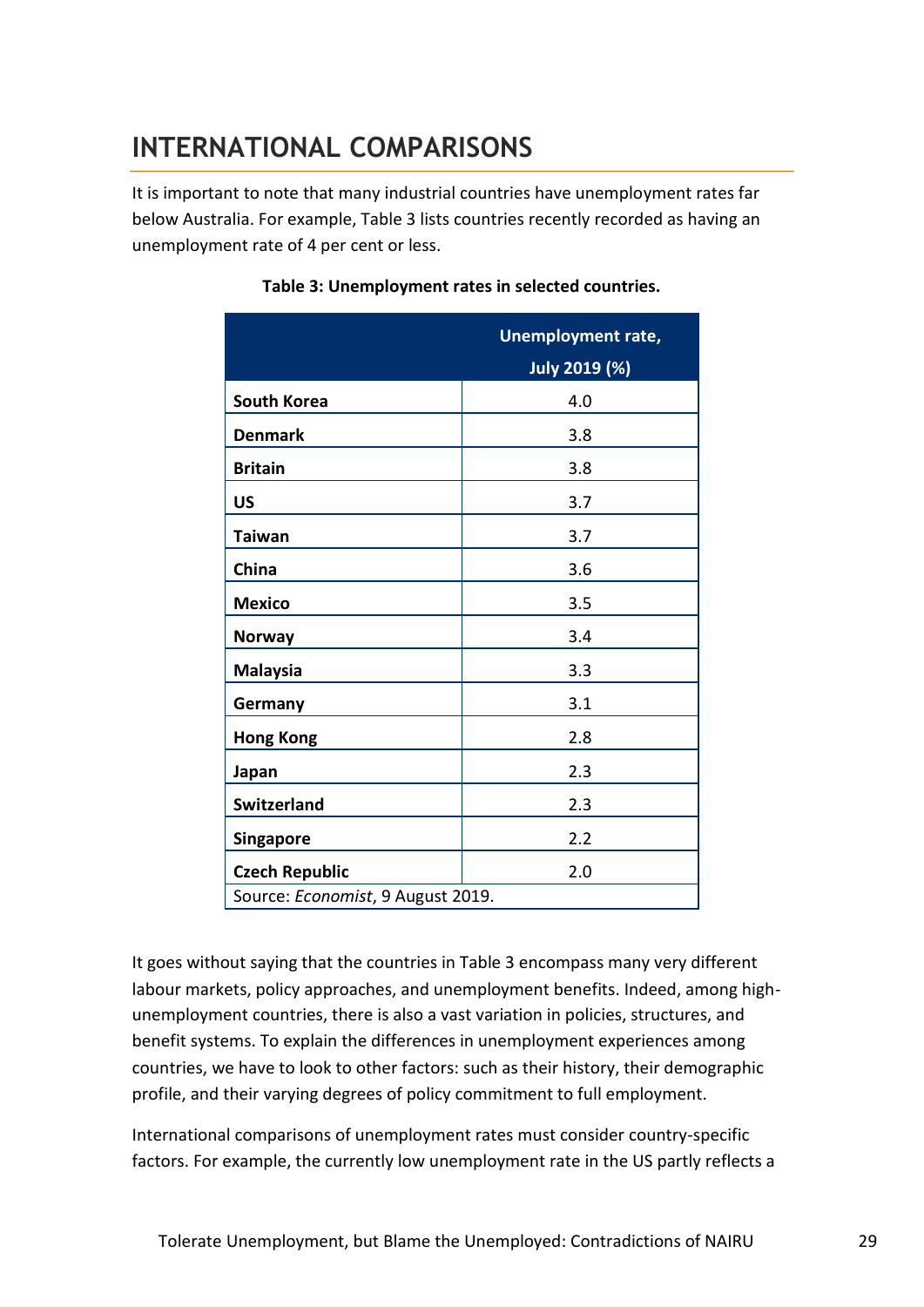## INTERNATIONAL COMPARISONS

It is important to note that many industrial countries have unemployment rates far below Australia. For example, Table 3 lists countries recently recorded as having an unemployment rate of 4 per cent or less.

**Table 3: Unemployment rates in selected countries.**

| | Unemployment rate, July 2019 (%) |
|---|---|
| **South Korea** | 4.0 |
| **Denmark** | 3.8 |
| **Britain** | 3.8 |
| **US** | 3.7 |
| **Taiwan** | 3.7 |
| **China** | 3.6 |
| **Mexico** | 3.5 |
| **Norway** | 3.4 |
| **Malaysia** | 3.3 |
| **Germany** | 3.1 |
| **Hong Kong** | 2.8 |
| **Japan** | 2.3 |
| **Switzerland** | 2.3 |
| **Singapore** | 2.2 |
| **Czech Republic** | 2.0 |

Source: *Economist*, 9 August 2019.

It goes without saying that the countries in Table 3 encompass many very different labour markets, policy approaches, and unemployment benefits. Indeed, among high-unemployment countries, there is also a vast variation in policies, structures, and benefit systems. To explain the differences in unemployment experiences among countries, we have to look to other factors: such as their history, their demographic profile, and their varying degrees of policy commitment to full employment.

International comparisons of unemployment rates must consider country-specific factors. For example, the currently low unemployment rate in the US partly reflects a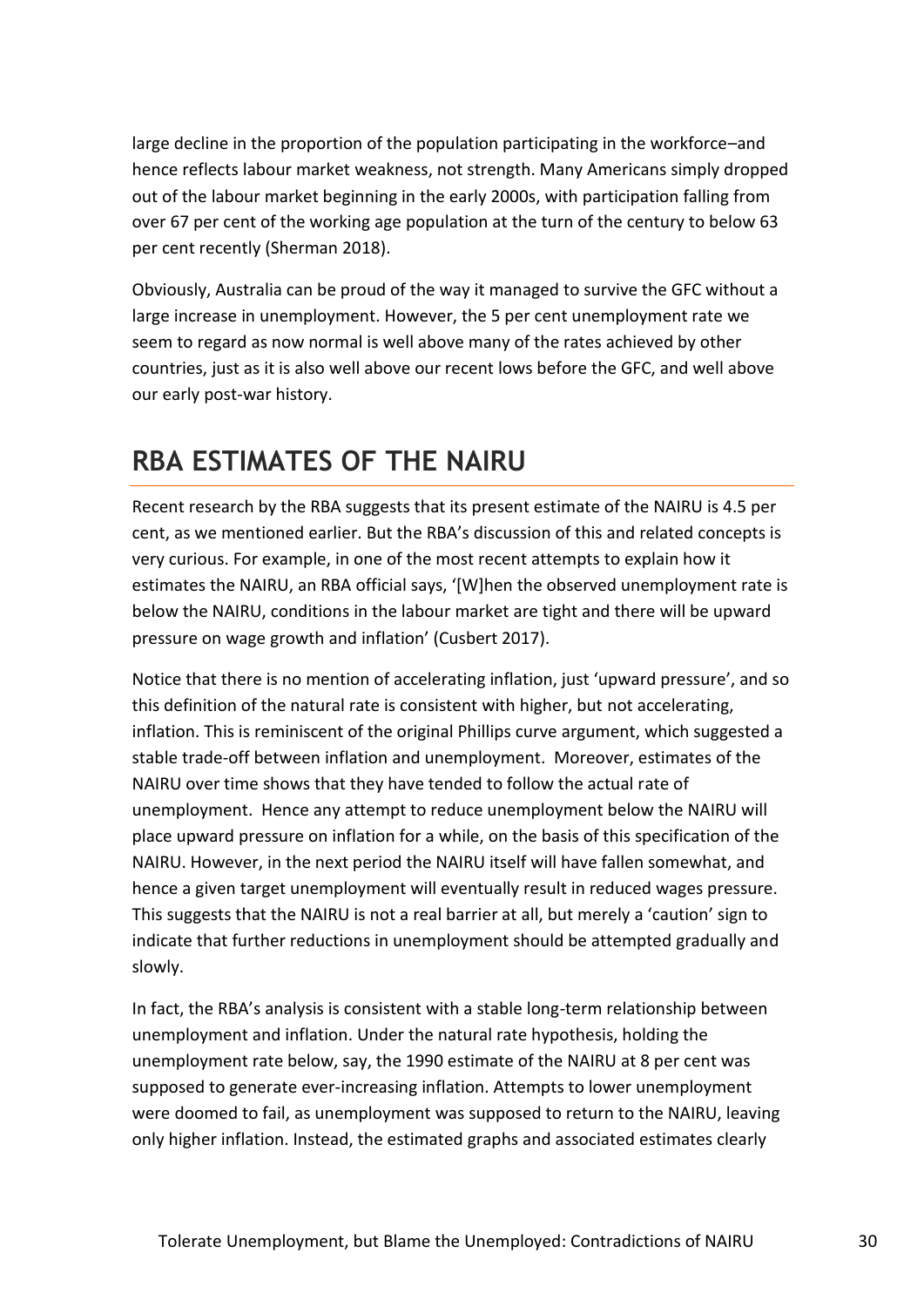large decline in the proportion of the population participating in the workforce–and hence reflects labour market weakness, not strength. Many Americans simply dropped out of the labour market beginning in the early 2000s, with participation falling from over 67 per cent of the working age population at the turn of the century to below 63 per cent recently (Sherman 2018).

Obviously, Australia can be proud of the way it managed to survive the GFC without a large increase in unemployment. However, the 5 per cent unemployment rate we seem to regard as now normal is well above many of the rates achieved by other countries, just as it is also well above our recent lows before the GFC, and well above our early post-war history.

## RBA ESTIMATES OF THE NAIRU

Recent research by the RBA suggests that its present estimate of the NAIRU is 4.5 per cent, as we mentioned earlier. But the RBA's discussion of this and related concepts is very curious. For example, in one of the most recent attempts to explain how it estimates the NAIRU, an RBA official says, '[W]hen the observed unemployment rate is below the NAIRU, conditions in the labour market are tight and there will be upward pressure on wage growth and inflation' (Cusbert 2017).

Notice that there is no mention of accelerating inflation, just 'upward pressure', and so this definition of the natural rate is consistent with higher, but not accelerating, inflation. This is reminiscent of the original Phillips curve argument, which suggested a stable trade-off between inflation and unemployment. Moreover, estimates of the NAIRU over time shows that they have tended to follow the actual rate of unemployment. Hence any attempt to reduce unemployment below the NAIRU will place upward pressure on inflation for a while, on the basis of this specification of the NAIRU. However, in the next period the NAIRU itself will have fallen somewhat, and hence a given target unemployment will eventually result in reduced wages pressure. This suggests that the NAIRU is not a real barrier at all, but merely a 'caution' sign to indicate that further reductions in unemployment should be attempted gradually and slowly.

In fact, the RBA's analysis is consistent with a stable long-term relationship between unemployment and inflation. Under the natural rate hypothesis, holding the unemployment rate below, say, the 1990 estimate of the NAIRU at 8 per cent was supposed to generate ever-increasing inflation. Attempts to lower unemployment were doomed to fail, as unemployment was supposed to return to the NAIRU, leaving only higher inflation. Instead, the estimated graphs and associated estimates clearly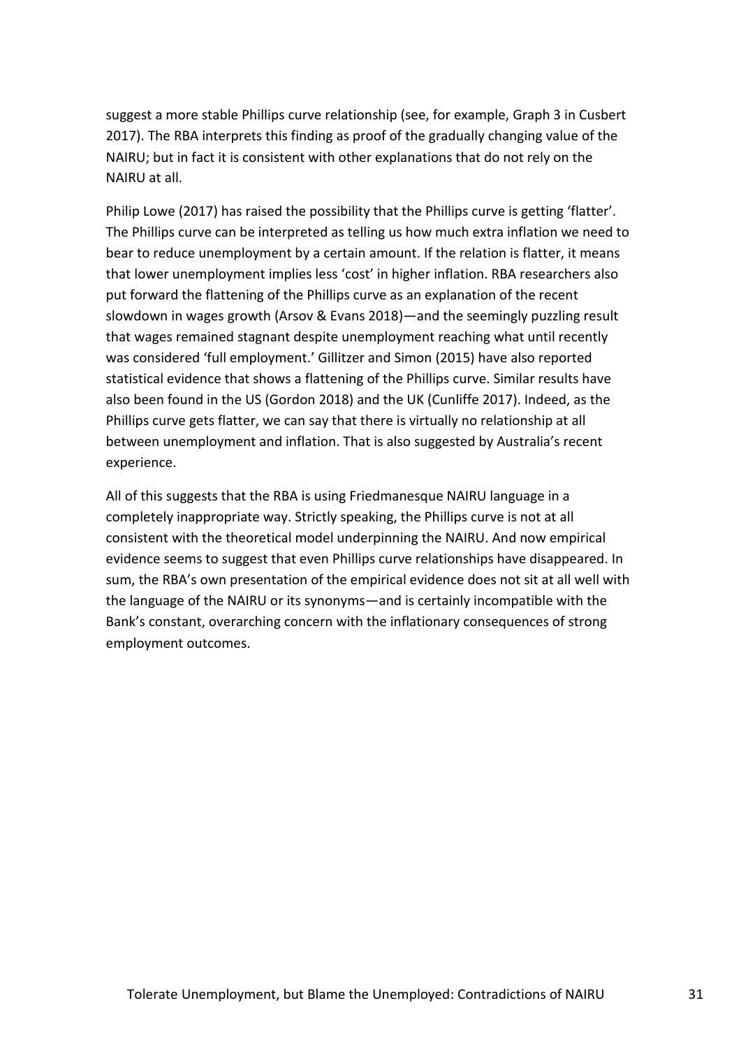suggest a more stable Phillips curve relationship (see, for example, Graph 3 in Cusbert 2017). The RBA interprets this finding as proof of the gradually changing value of the NAIRU; but in fact it is consistent with other explanations that do not rely on the NAIRU at all.

Philip Lowe (2017) has raised the possibility that the Phillips curve is getting 'flatter'. The Phillips curve can be interpreted as telling us how much extra inflation we need to bear to reduce unemployment by a certain amount. If the relation is flatter, it means that lower unemployment implies less 'cost' in higher inflation. RBA researchers also put forward the flattening of the Phillips curve as an explanation of the recent slowdown in wages growth (Arsov & Evans 2018)—and the seemingly puzzling result that wages remained stagnant despite unemployment reaching what until recently was considered 'full employment.' Gillitzer and Simon (2015) have also reported statistical evidence that shows a flattening of the Phillips curve. Similar results have also been found in the US (Gordon 2018) and the UK (Cunliffe 2017). Indeed, as the Phillips curve gets flatter, we can say that there is virtually no relationship at all between unemployment and inflation. That is also suggested by Australia's recent experience.

All of this suggests that the RBA is using Friedmanesque NAIRU language in a completely inappropriate way. Strictly speaking, the Phillips curve is not at all consistent with the theoretical model underpinning the NAIRU. And now empirical evidence seems to suggest that even Phillips curve relationships have disappeared. In sum, the RBA's own presentation of the empirical evidence does not sit at all well with the language of the NAIRU or its synonyms—and is certainly incompatible with the Bank's constant, overarching concern with the inflationary consequences of strong employment outcomes.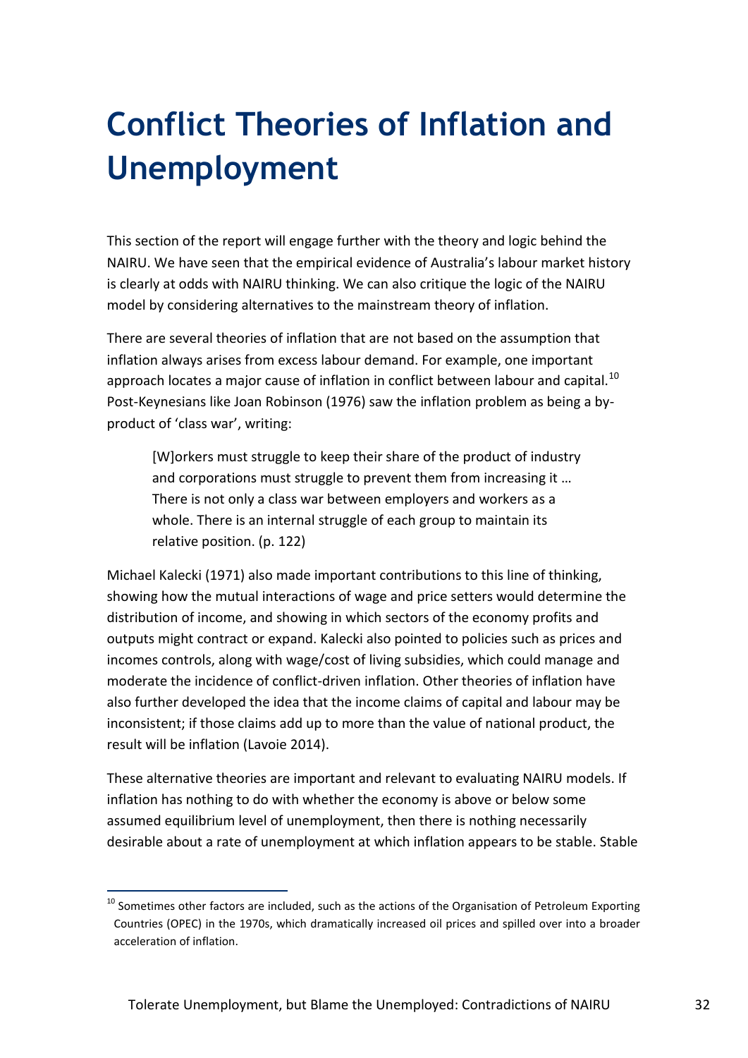# Conflict Theories of Inflation and Unemployment

This section of the report will engage further with the theory and logic behind the NAIRU. We have seen that the empirical evidence of Australia's labour market history is clearly at odds with NAIRU thinking. We can also critique the logic of the NAIRU model by considering alternatives to the mainstream theory of inflation.

There are several theories of inflation that are not based on the assumption that inflation always arises from excess labour demand. For example, one important approach locates a major cause of inflation in conflict between labour and capital.[10] Post-Keynesians like Joan Robinson (1976) saw the inflation problem as being a by-product of 'class war', writing:

> [W]orkers must struggle to keep their share of the product of industry and corporations must struggle to prevent them from increasing it … There is not only a class war between employers and workers as a whole. There is an internal struggle of each group to maintain its relative position. (p. 122)

Michael Kalecki (1971) also made important contributions to this line of thinking, showing how the mutual interactions of wage and price setters would determine the distribution of income, and showing in which sectors of the economy profits and outputs might contract or expand. Kalecki also pointed to policies such as prices and incomes controls, along with wage/cost of living subsidies, which could manage and moderate the incidence of conflict-driven inflation. Other theories of inflation have also further developed the idea that the income claims of capital and labour may be inconsistent; if those claims add up to more than the value of national product, the result will be inflation (Lavoie 2014).

These alternative theories are important and relevant to evaluating NAIRU models. If inflation has nothing to do with whether the economy is above or below some assumed equilibrium level of unemployment, then there is nothing necessarily desirable about a rate of unemployment at which inflation appears to be stable. Stable

[10] Sometimes other factors are included, such as the actions of the Organisation of Petroleum Exporting Countries (OPEC) in the 1970s, which dramatically increased oil prices and spilled over into a broader acceleration of inflation.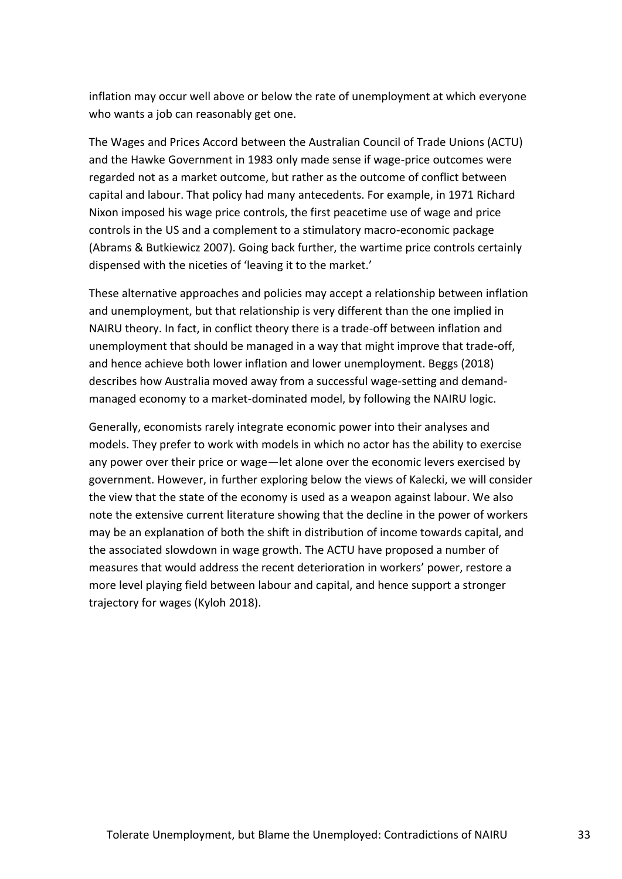inflation may occur well above or below the rate of unemployment at which everyone who wants a job can reasonably get one.

The Wages and Prices Accord between the Australian Council of Trade Unions (ACTU) and the Hawke Government in 1983 only made sense if wage-price outcomes were regarded not as a market outcome, but rather as the outcome of conflict between capital and labour. That policy had many antecedents. For example, in 1971 Richard Nixon imposed his wage price controls, the first peacetime use of wage and price controls in the US and a complement to a stimulatory macro-economic package (Abrams & Butkiewicz 2007). Going back further, the wartime price controls certainly dispensed with the niceties of 'leaving it to the market.'

These alternative approaches and policies may accept a relationship between inflation and unemployment, but that relationship is very different than the one implied in NAIRU theory. In fact, in conflict theory there is a trade-off between inflation and unemployment that should be managed in a way that might improve that trade-off, and hence achieve both lower inflation and lower unemployment. Beggs (2018) describes how Australia moved away from a successful wage-setting and demand-managed economy to a market-dominated model, by following the NAIRU logic.

Generally, economists rarely integrate economic power into their analyses and models. They prefer to work with models in which no actor has the ability to exercise any power over their price or wage—let alone over the economic levers exercised by government. However, in further exploring below the views of Kalecki, we will consider the view that the state of the economy is used as a weapon against labour. We also note the extensive current literature showing that the decline in the power of workers may be an explanation of both the shift in distribution of income towards capital, and the associated slowdown in wage growth. The ACTU have proposed a number of measures that would address the recent deterioration in workers' power, restore a more level playing field between labour and capital, and hence support a stronger trajectory for wages (Kyloh 2018).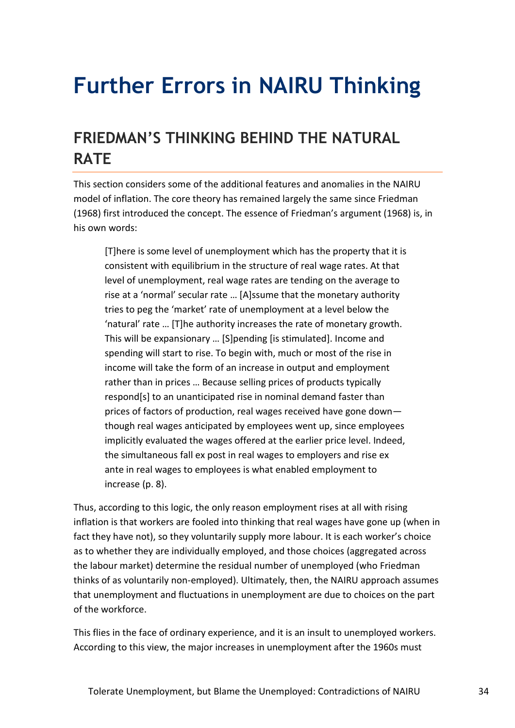# Further Errors in NAIRU Thinking

## FRIEDMAN'S THINKING BEHIND THE NATURAL RATE

This section considers some of the additional features and anomalies in the NAIRU model of inflation. The core theory has remained largely the same since Friedman (1968) first introduced the concept. The essence of Friedman's argument (1968) is, in his own words:

> [T]here is some level of unemployment which has the property that it is consistent with equilibrium in the structure of real wage rates. At that level of unemployment, real wage rates are tending on the average to rise at a 'normal' secular rate … [A]ssume that the monetary authority tries to peg the 'market' rate of unemployment at a level below the 'natural' rate … [T]he authority increases the rate of monetary growth. This will be expansionary … [S]pending [is stimulated]. Income and spending will start to rise. To begin with, much or most of the rise in income will take the form of an increase in output and employment rather than in prices … Because selling prices of products typically respond[s] to an unanticipated rise in nominal demand faster than prices of factors of production, real wages received have gone down—though real wages anticipated by employees went up, since employees implicitly evaluated the wages offered at the earlier price level. Indeed, the simultaneous fall ex post in real wages to employers and rise ex ante in real wages to employees is what enabled employment to increase (p. 8).

Thus, according to this logic, the only reason employment rises at all with rising inflation is that workers are fooled into thinking that real wages have gone up (when in fact they have not), so they voluntarily supply more labour. It is each worker's choice as to whether they are individually employed, and those choices (aggregated across the labour market) determine the residual number of unemployed (who Friedman thinks of as voluntarily non-employed). Ultimately, then, the NAIRU approach assumes that unemployment and fluctuations in unemployment are due to choices on the part of the workforce.

This flies in the face of ordinary experience, and it is an insult to unemployed workers. According to this view, the major increases in unemployment after the 1960s must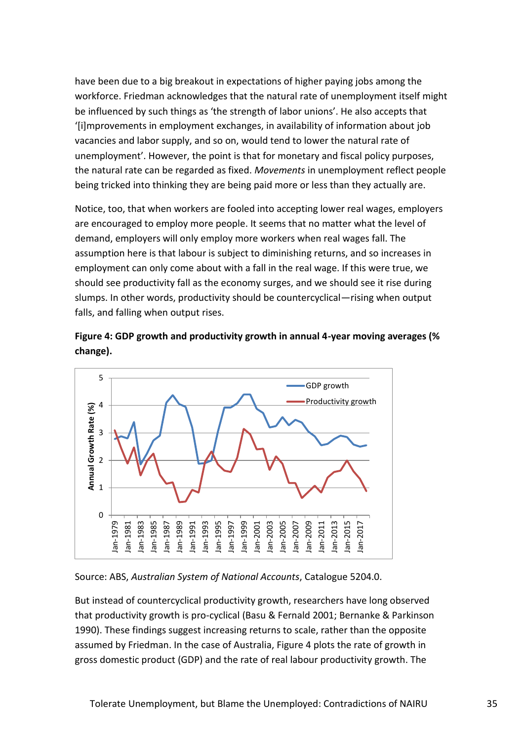have been due to a big breakout in expectations of higher paying jobs among the workforce. Friedman acknowledges that the natural rate of unemployment itself might be influenced by such things as 'the strength of labor unions'. He also accepts that '[i]mprovements in employment exchanges, in availability of information about job vacancies and labor supply, and so on, would tend to lower the natural rate of unemployment'. However, the point is that for monetary and fiscal policy purposes, the natural rate can be regarded as fixed. *Movements* in unemployment reflect people being tricked into thinking they are being paid more or less than they actually are.

Notice, too, that when workers are fooled into accepting lower real wages, employers are encouraged to employ more people. It seems that no matter what the level of demand, employers will only employ more workers when real wages fall. The assumption here is that labour is subject to diminishing returns, and so increases in employment can only come about with a fall in the real wage. If this were true, we should see productivity fall as the economy surges, and we should see it rise during slumps. In other words, productivity should be countercyclical—rising when output falls, and falling when output rises.

**Figure 4: GDP growth and productivity growth in annual 4-year moving averages (% change).**

Source: ABS, *Australian System of National Accounts*, Catalogue 5204.0.

But instead of countercyclical productivity growth, researchers have long observed that productivity growth is pro-cyclical (Basu & Fernald 2001; Bernanke & Parkinson 1990). These findings suggest increasing returns to scale, rather than the opposite assumed by Friedman. In the case of Australia, Figure 4 plots the rate of growth in gross domestic product (GDP) and the rate of real labour productivity growth. The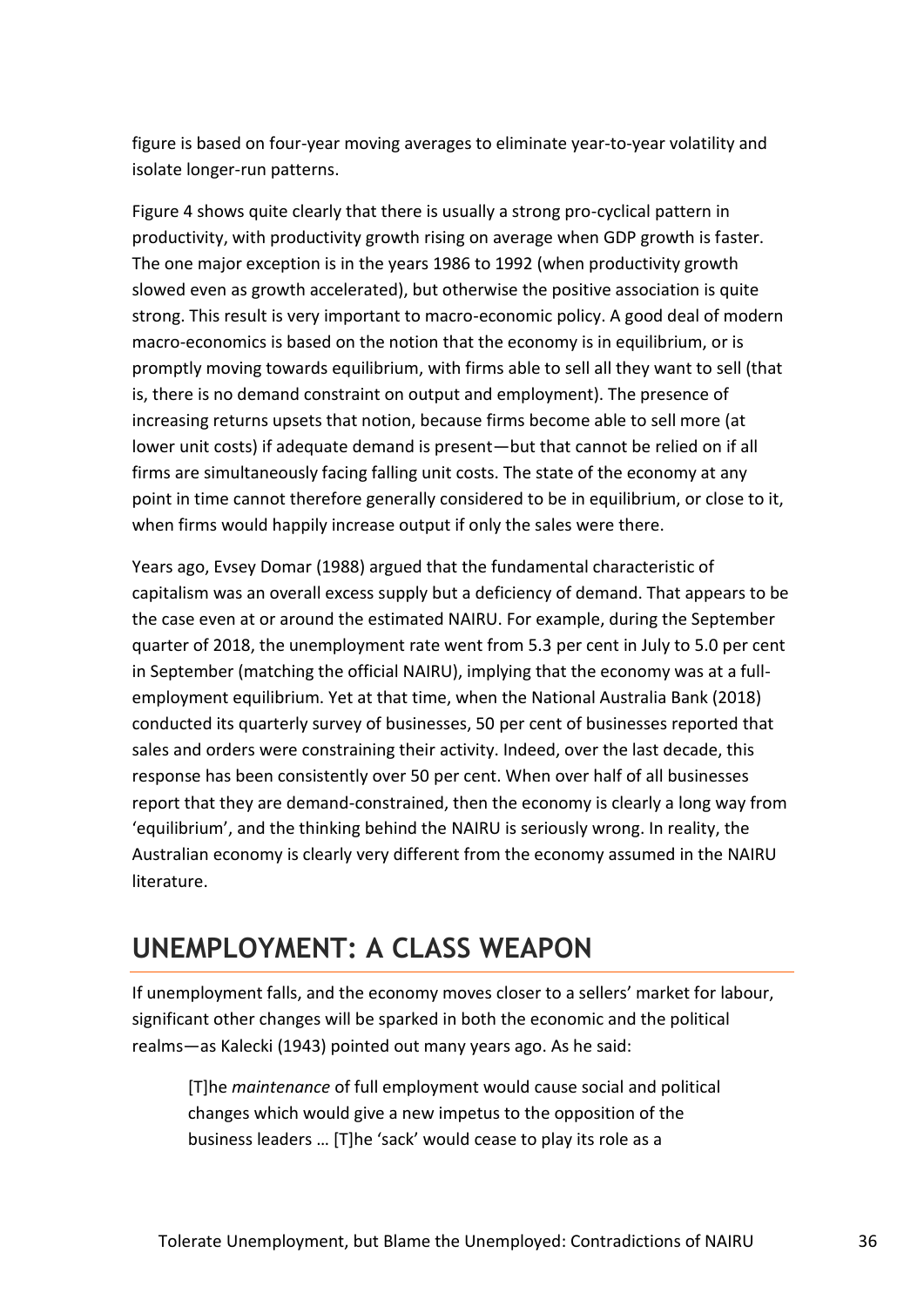figure is based on four-year moving averages to eliminate year-to-year volatility and isolate longer-run patterns.

Figure 4 shows quite clearly that there is usually a strong pro-cyclical pattern in productivity, with productivity growth rising on average when GDP growth is faster. The one major exception is in the years 1986 to 1992 (when productivity growth slowed even as growth accelerated), but otherwise the positive association is quite strong. This result is very important to macro-economic policy. A good deal of modern macro-economics is based on the notion that the economy is in equilibrium, or is promptly moving towards equilibrium, with firms able to sell all they want to sell (that is, there is no demand constraint on output and employment). The presence of increasing returns upsets that notion, because firms become able to sell more (at lower unit costs) if adequate demand is present—but that cannot be relied on if all firms are simultaneously facing falling unit costs. The state of the economy at any point in time cannot therefore generally considered to be in equilibrium, or close to it, when firms would happily increase output if only the sales were there.

Years ago, Evsey Domar (1988) argued that the fundamental characteristic of capitalism was an overall excess supply but a deficiency of demand. That appears to be the case even at or around the estimated NAIRU. For example, during the September quarter of 2018, the unemployment rate went from 5.3 per cent in July to 5.0 per cent in September (matching the official NAIRU), implying that the economy was at a full-employment equilibrium. Yet at that time, when the National Australia Bank (2018) conducted its quarterly survey of businesses, 50 per cent of businesses reported that sales and orders were constraining their activity. Indeed, over the last decade, this response has been consistently over 50 per cent. When over half of all businesses report that they are demand-constrained, then the economy is clearly a long way from 'equilibrium', and the thinking behind the NAIRU is seriously wrong. In reality, the Australian economy is clearly very different from the economy assumed in the NAIRU literature.

## UNEMPLOYMENT: A CLASS WEAPON

If unemployment falls, and the economy moves closer to a sellers' market for labour, significant other changes will be sparked in both the economic and the political realms—as Kalecki (1943) pointed out many years ago. As he said:

> [T]he *maintenance* of full employment would cause social and political changes which would give a new impetus to the opposition of the business leaders … [T]he 'sack' would cease to play its role as a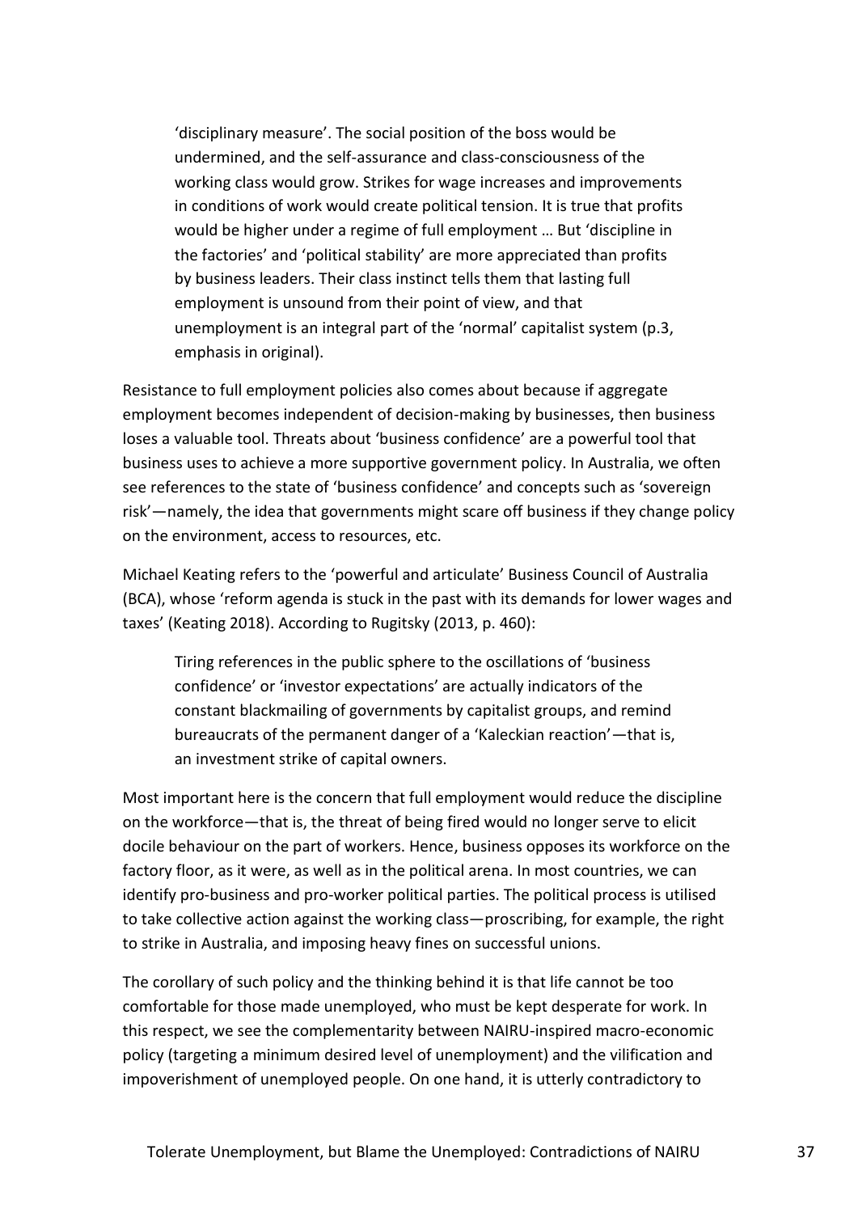> 'disciplinary measure'. The social position of the boss would be undermined, and the self-assurance and class-consciousness of the working class would grow. Strikes for wage increases and improvements in conditions of work would create political tension. It is true that profits would be higher under a regime of full employment … But 'discipline in the factories' and 'political stability' are more appreciated than profits by business leaders. Their class instinct tells them that lasting full employment is unsound from their point of view, and that unemployment is an integral part of the 'normal' capitalist system (p.3, emphasis in original).

Resistance to full employment policies also comes about because if aggregate employment becomes independent of decision-making by businesses, then business loses a valuable tool. Threats about 'business confidence' are a powerful tool that business uses to achieve a more supportive government policy. In Australia, we often see references to the state of 'business confidence' and concepts such as 'sovereign risk'—namely, the idea that governments might scare off business if they change policy on the environment, access to resources, etc.

Michael Keating refers to the 'powerful and articulate' Business Council of Australia (BCA), whose 'reform agenda is stuck in the past with its demands for lower wages and taxes' (Keating 2018). According to Rugitsky (2013, p. 460):

> Tiring references in the public sphere to the oscillations of 'business confidence' or 'investor expectations' are actually indicators of the constant blackmailing of governments by capitalist groups, and remind bureaucrats of the permanent danger of a 'Kaleckian reaction'—that is, an investment strike of capital owners.

Most important here is the concern that full employment would reduce the discipline on the workforce—that is, the threat of being fired would no longer serve to elicit docile behaviour on the part of workers. Hence, business opposes its workforce on the factory floor, as it were, as well as in the political arena. In most countries, we can identify pro-business and pro-worker political parties. The political process is utilised to take collective action against the working class—proscribing, for example, the right to strike in Australia, and imposing heavy fines on successful unions.

The corollary of such policy and the thinking behind it is that life cannot be too comfortable for those made unemployed, who must be kept desperate for work. In this respect, we see the complementarity between NAIRU-inspired macro-economic policy (targeting a minimum desired level of unemployment) and the vilification and impoverishment of unemployed people. On one hand, it is utterly contradictory to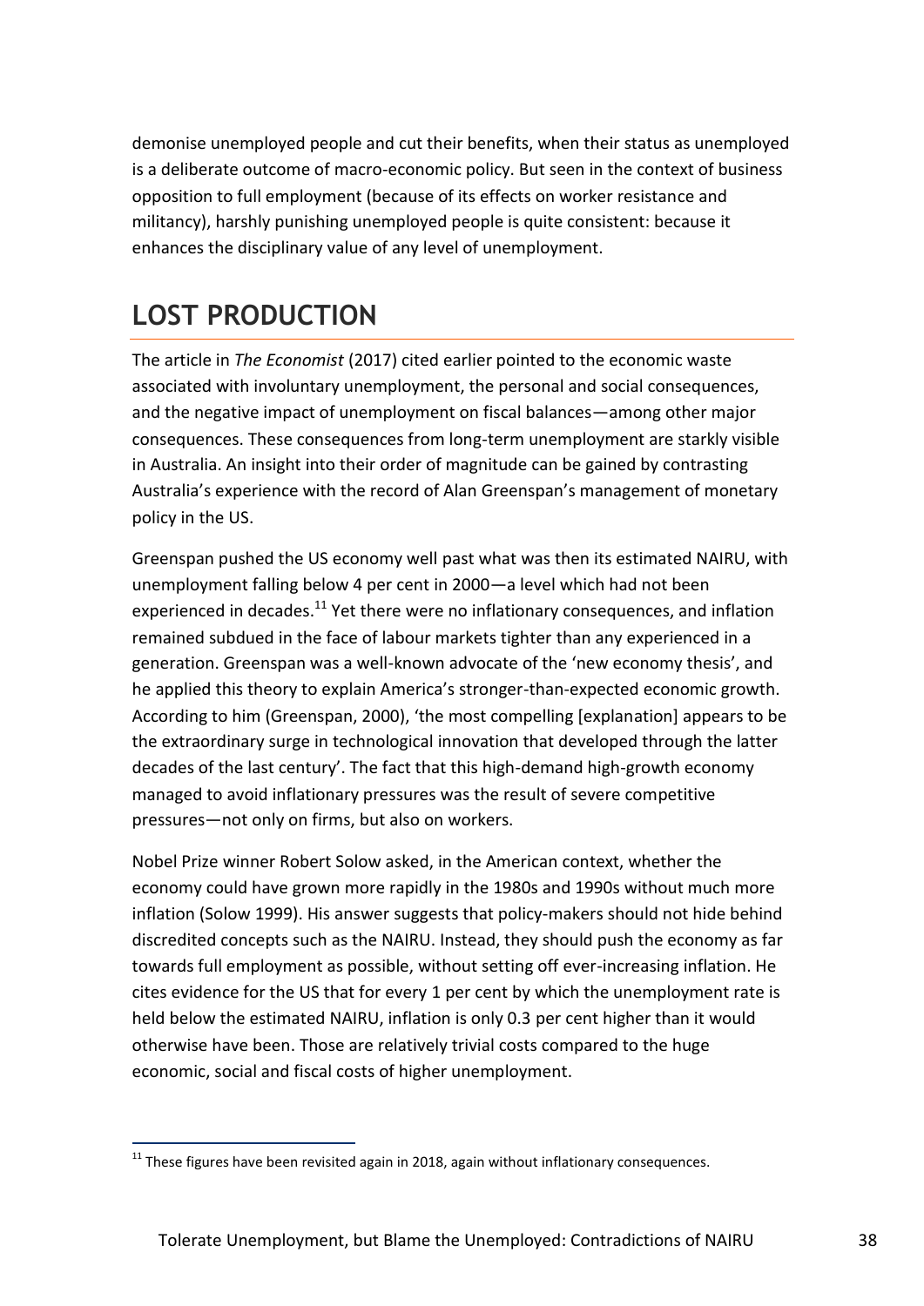demonise unemployed people and cut their benefits, when their status as unemployed is a deliberate outcome of macro-economic policy. But seen in the context of business opposition to full employment (because of its effects on worker resistance and militancy), harshly punishing unemployed people is quite consistent: because it enhances the disciplinary value of any level of unemployment.

# LOST PRODUCTION

The article in *The Economist* (2017) cited earlier pointed to the economic waste associated with involuntary unemployment, the personal and social consequences, and the negative impact of unemployment on fiscal balances—among other major consequences. These consequences from long-term unemployment are starkly visible in Australia. An insight into their order of magnitude can be gained by contrasting Australia's experience with the record of Alan Greenspan's management of monetary policy in the US.

Greenspan pushed the US economy well past what was then its estimated NAIRU, with unemployment falling below 4 per cent in 2000—a level which had not been experienced in decades.[11] Yet there were no inflationary consequences, and inflation remained subdued in the face of labour markets tighter than any experienced in a generation. Greenspan was a well-known advocate of the 'new economy thesis', and he applied this theory to explain America's stronger-than-expected economic growth. According to him (Greenspan, 2000), 'the most compelling [explanation] appears to be the extraordinary surge in technological innovation that developed through the latter decades of the last century'. The fact that this high-demand high-growth economy managed to avoid inflationary pressures was the result of severe competitive pressures—not only on firms, but also on workers.

Nobel Prize winner Robert Solow asked, in the American context, whether the economy could have grown more rapidly in the 1980s and 1990s without much more inflation (Solow 1999). His answer suggests that policy-makers should not hide behind discredited concepts such as the NAIRU. Instead, they should push the economy as far towards full employment as possible, without setting off ever-increasing inflation. He cites evidence for the US that for every 1 per cent by which the unemployment rate is held below the estimated NAIRU, inflation is only 0.3 per cent higher than it would otherwise have been. Those are relatively trivial costs compared to the huge economic, social and fiscal costs of higher unemployment.

[11] These figures have been revisited again in 2018, again without inflationary consequences.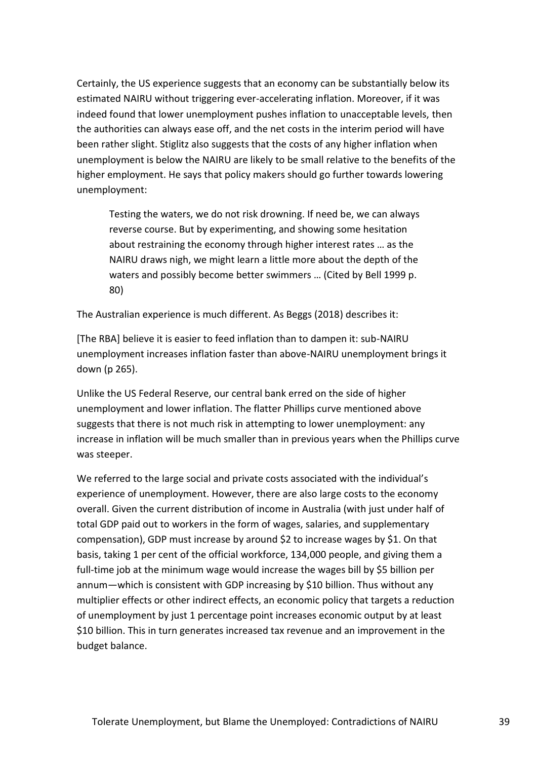Certainly, the US experience suggests that an economy can be substantially below its estimated NAIRU without triggering ever-accelerating inflation. Moreover, if it was indeed found that lower unemployment pushes inflation to unacceptable levels, then the authorities can always ease off, and the net costs in the interim period will have been rather slight. Stiglitz also suggests that the costs of any higher inflation when unemployment is below the NAIRU are likely to be small relative to the benefits of the higher employment. He says that policy makers should go further towards lowering unemployment:

> Testing the waters, we do not risk drowning. If need be, we can always reverse course. But by experimenting, and showing some hesitation about restraining the economy through higher interest rates … as the NAIRU draws nigh, we might learn a little more about the depth of the waters and possibly become better swimmers … (Cited by Bell 1999 p. 80)

The Australian experience is much different. As Beggs (2018) describes it:

[The RBA] believe it is easier to feed inflation than to dampen it: sub-NAIRU unemployment increases inflation faster than above-NAIRU unemployment brings it down (p 265).

Unlike the US Federal Reserve, our central bank erred on the side of higher unemployment and lower inflation. The flatter Phillips curve mentioned above suggests that there is not much risk in attempting to lower unemployment: any increase in inflation will be much smaller than in previous years when the Phillips curve was steeper.

We referred to the large social and private costs associated with the individual's experience of unemployment. However, there are also large costs to the economy overall. Given the current distribution of income in Australia (with just under half of total GDP paid out to workers in the form of wages, salaries, and supplementary compensation), GDP must increase by around $2 to increase wages by $1. On that basis, taking 1 per cent of the official workforce, 134,000 people, and giving them a full-time job at the minimum wage would increase the wages bill by $5 billion per annum—which is consistent with GDP increasing by $10 billion. Thus without any multiplier effects or other indirect effects, an economic policy that targets a reduction of unemployment by just 1 percentage point increases economic output by at least $10 billion. This in turn generates increased tax revenue and an improvement in the budget balance.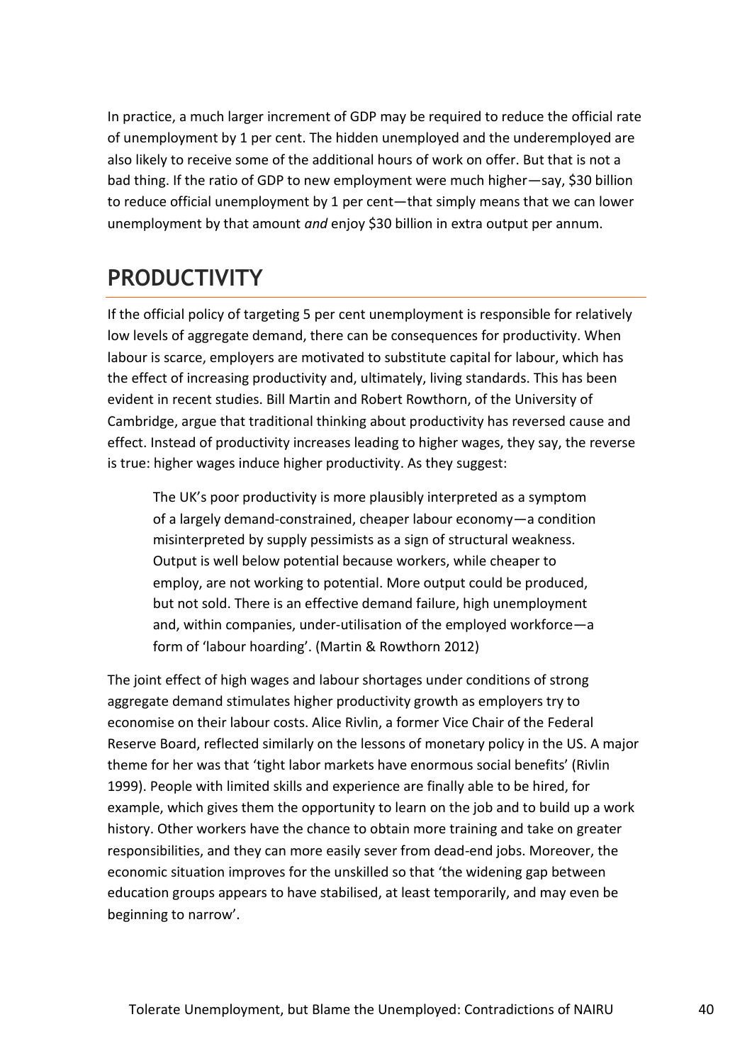In practice, a much larger increment of GDP may be required to reduce the official rate of unemployment by 1 per cent. The hidden unemployed and the underemployed are also likely to receive some of the additional hours of work on offer. But that is not a bad thing. If the ratio of GDP to new employment were much higher—say, $30 billion to reduce official unemployment by 1 per cent—that simply means that we can lower unemployment by that amount *and* enjoy $30 billion in extra output per annum.

## PRODUCTIVITY

If the official policy of targeting 5 per cent unemployment is responsible for relatively low levels of aggregate demand, there can be consequences for productivity. When labour is scarce, employers are motivated to substitute capital for labour, which has the effect of increasing productivity and, ultimately, living standards. This has been evident in recent studies. Bill Martin and Robert Rowthorn, of the University of Cambridge, argue that traditional thinking about productivity has reversed cause and effect. Instead of productivity increases leading to higher wages, they say, the reverse is true: higher wages induce higher productivity. As they suggest:

> The UK's poor productivity is more plausibly interpreted as a symptom of a largely demand-constrained, cheaper labour economy—a condition misinterpreted by supply pessimists as a sign of structural weakness. Output is well below potential because workers, while cheaper to employ, are not working to potential. More output could be produced, but not sold. There is an effective demand failure, high unemployment and, within companies, under-utilisation of the employed workforce—a form of 'labour hoarding'. (Martin & Rowthorn 2012)

The joint effect of high wages and labour shortages under conditions of strong aggregate demand stimulates higher productivity growth as employers try to economise on their labour costs. Alice Rivlin, a former Vice Chair of the Federal Reserve Board, reflected similarly on the lessons of monetary policy in the US. A major theme for her was that 'tight labor markets have enormous social benefits' (Rivlin 1999). People with limited skills and experience are finally able to be hired, for example, which gives them the opportunity to learn on the job and to build up a work history. Other workers have the chance to obtain more training and take on greater responsibilities, and they can more easily sever from dead-end jobs. Moreover, the economic situation improves for the unskilled so that 'the widening gap between education groups appears to have stabilised, at least temporarily, and may even be beginning to narrow'.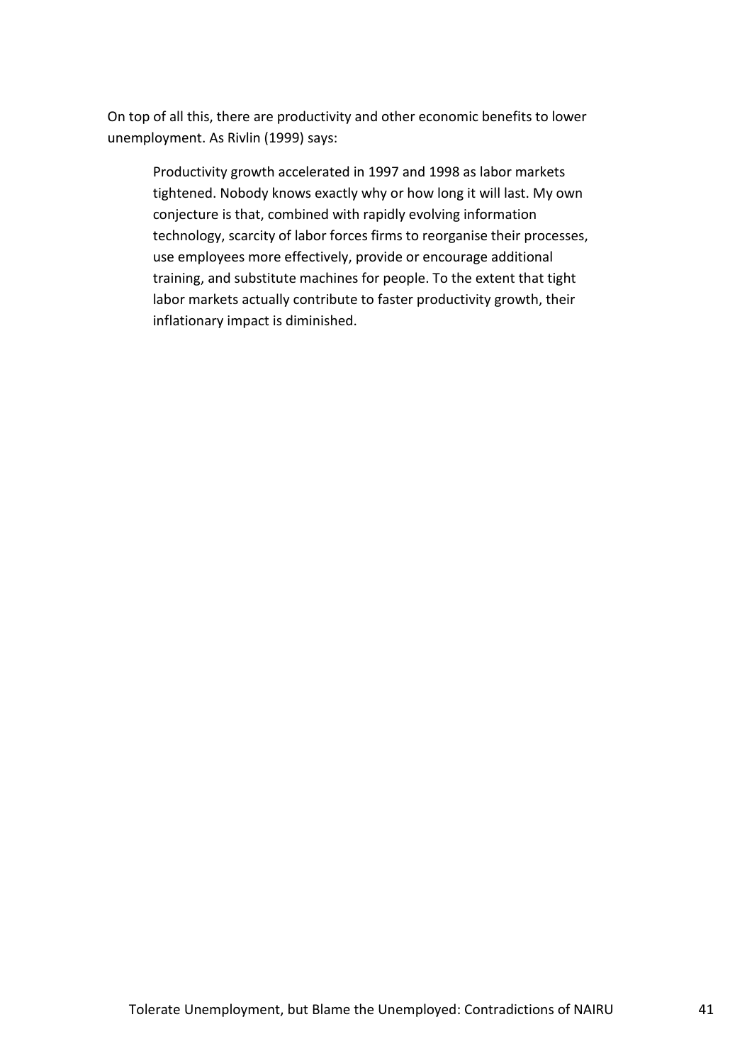On top of all this, there are productivity and other economic benefits to lower unemployment. As Rivlin (1999) says:

> Productivity growth accelerated in 1997 and 1998 as labor markets tightened. Nobody knows exactly why or how long it will last. My own conjecture is that, combined with rapidly evolving information technology, scarcity of labor forces firms to reorganise their processes, use employees more effectively, provide or encourage additional training, and substitute machines for people. To the extent that tight labor markets actually contribute to faster productivity growth, their inflationary impact is diminished.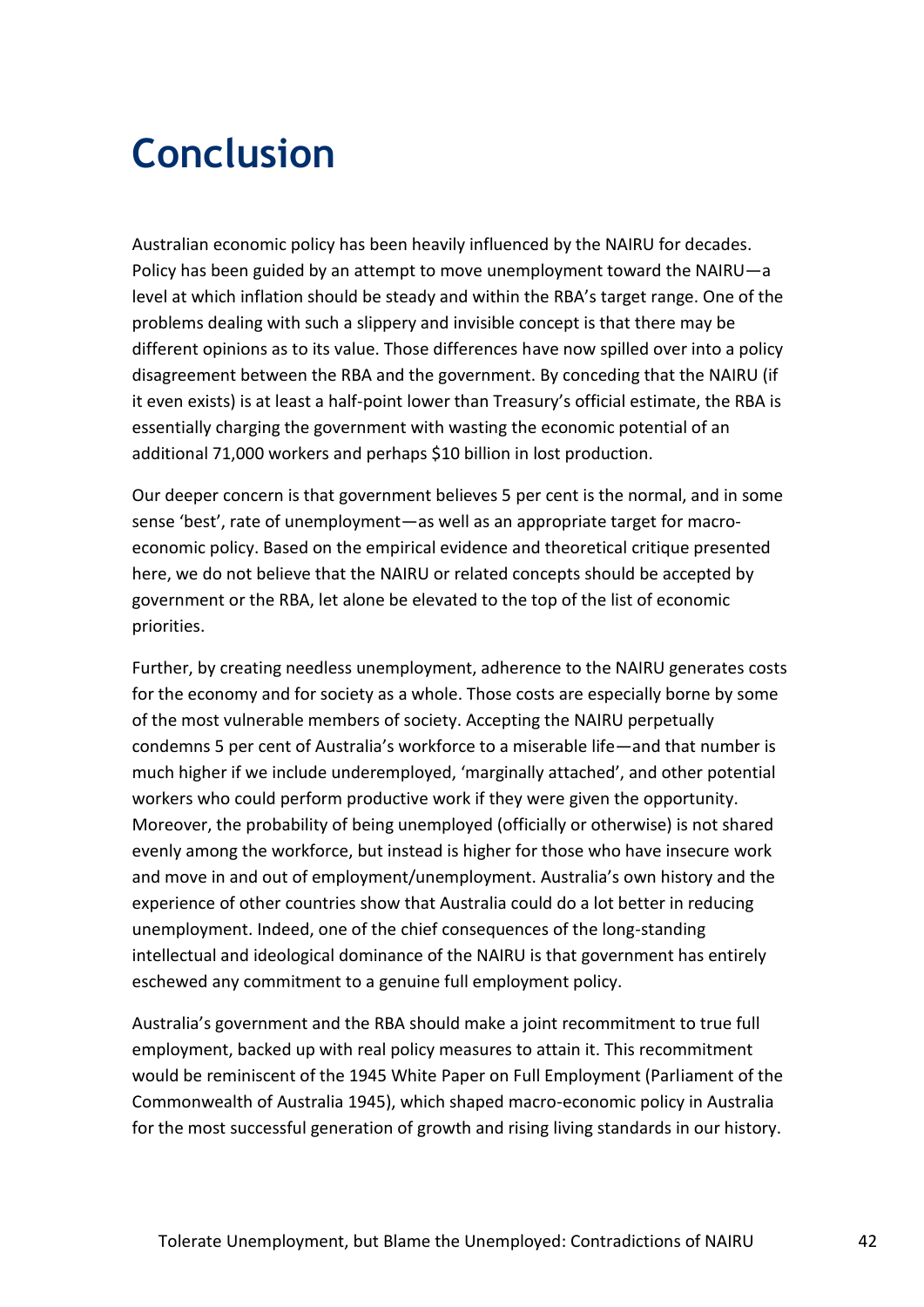# Conclusion

Australian economic policy has been heavily influenced by the NAIRU for decades. Policy has been guided by an attempt to move unemployment toward the NAIRU—a level at which inflation should be steady and within the RBA's target range. One of the problems dealing with such a slippery and invisible concept is that there may be different opinions as to its value. Those differences have now spilled over into a policy disagreement between the RBA and the government. By conceding that the NAIRU (if it even exists) is at least a half-point lower than Treasury's official estimate, the RBA is essentially charging the government with wasting the economic potential of an additional 71,000 workers and perhaps $10 billion in lost production.

Our deeper concern is that government believes 5 per cent is the normal, and in some sense 'best', rate of unemployment—as well as an appropriate target for macro-economic policy. Based on the empirical evidence and theoretical critique presented here, we do not believe that the NAIRU or related concepts should be accepted by government or the RBA, let alone be elevated to the top of the list of economic priorities.

Further, by creating needless unemployment, adherence to the NAIRU generates costs for the economy and for society as a whole. Those costs are especially borne by some of the most vulnerable members of society. Accepting the NAIRU perpetually condemns 5 per cent of Australia's workforce to a miserable life—and that number is much higher if we include underemployed, 'marginally attached', and other potential workers who could perform productive work if they were given the opportunity. Moreover, the probability of being unemployed (officially or otherwise) is not shared evenly among the workforce, but instead is higher for those who have insecure work and move in and out of employment/unemployment. Australia's own history and the experience of other countries show that Australia could do a lot better in reducing unemployment. Indeed, one of the chief consequences of the long-standing intellectual and ideological dominance of the NAIRU is that government has entirely eschewed any commitment to a genuine full employment policy.

Australia's government and the RBA should make a joint recommitment to true full employment, backed up with real policy measures to attain it. This recommitment would be reminiscent of the 1945 White Paper on Full Employment (Parliament of the Commonwealth of Australia 1945), which shaped macro-economic policy in Australia for the most successful generation of growth and rising living standards in our history.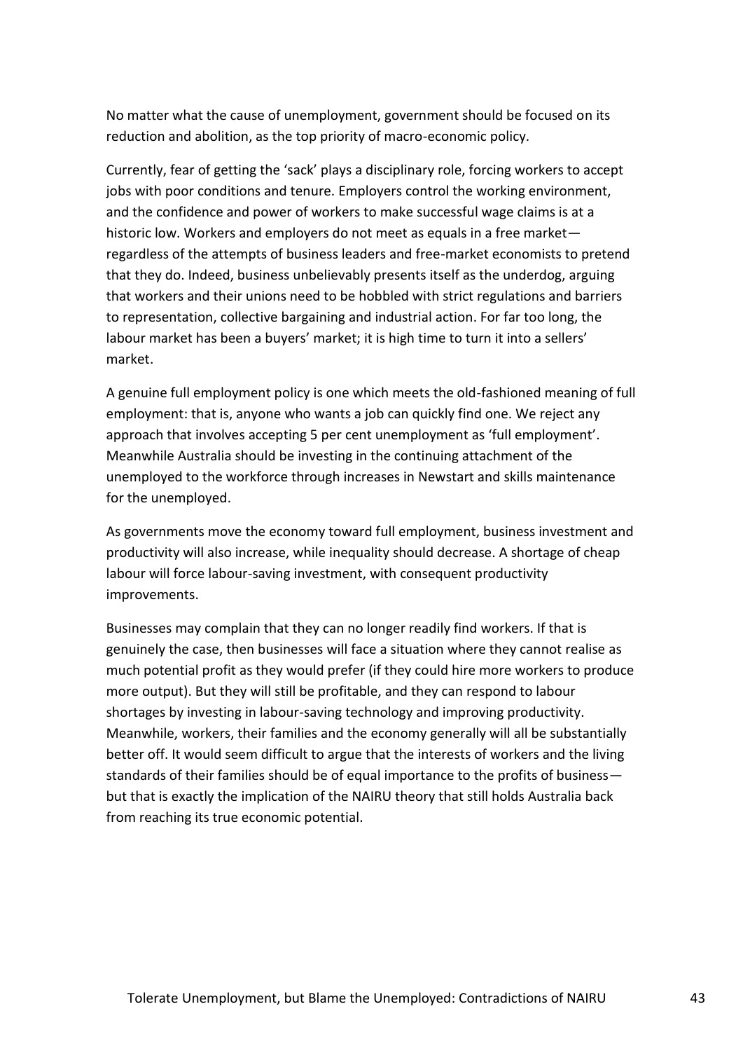No matter what the cause of unemployment, government should be focused on its reduction and abolition, as the top priority of macro-economic policy.

Currently, fear of getting the 'sack' plays a disciplinary role, forcing workers to accept jobs with poor conditions and tenure. Employers control the working environment, and the confidence and power of workers to make successful wage claims is at a historic low. Workers and employers do not meet as equals in a free market—regardless of the attempts of business leaders and free-market economists to pretend that they do. Indeed, business unbelievably presents itself as the underdog, arguing that workers and their unions need to be hobbled with strict regulations and barriers to representation, collective bargaining and industrial action. For far too long, the labour market has been a buyers' market; it is high time to turn it into a sellers' market.

A genuine full employment policy is one which meets the old-fashioned meaning of full employment: that is, anyone who wants a job can quickly find one. We reject any approach that involves accepting 5 per cent unemployment as 'full employment'. Meanwhile Australia should be investing in the continuing attachment of the unemployed to the workforce through increases in Newstart and skills maintenance for the unemployed.

As governments move the economy toward full employment, business investment and productivity will also increase, while inequality should decrease. A shortage of cheap labour will force labour-saving investment, with consequent productivity improvements.

Businesses may complain that they can no longer readily find workers. If that is genuinely the case, then businesses will face a situation where they cannot realise as much potential profit as they would prefer (if they could hire more workers to produce more output). But they will still be profitable, and they can respond to labour shortages by investing in labour-saving technology and improving productivity. Meanwhile, workers, their families and the economy generally will all be substantially better off. It would seem difficult to argue that the interests of workers and the living standards of their families should be of equal importance to the profits of business—but that is exactly the implication of the NAIRU theory that still holds Australia back from reaching its true economic potential.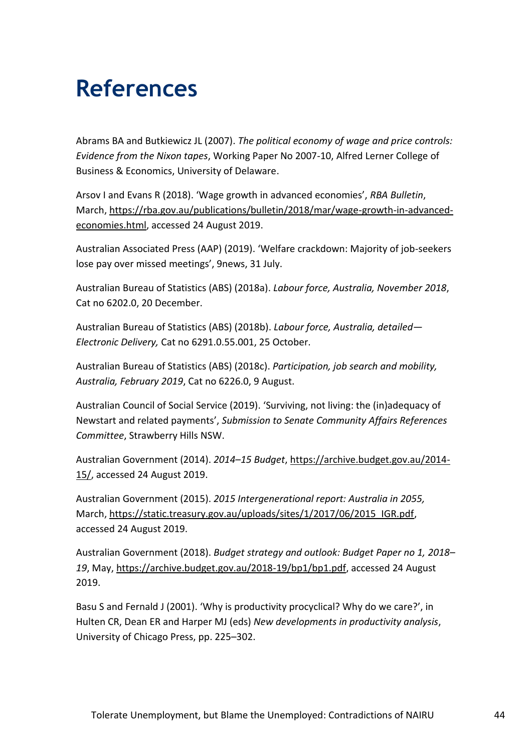# References

Abrams BA and Butkiewicz JL (2007). *The political economy of wage and price controls: Evidence from the Nixon tapes*, Working Paper No 2007-10, Alfred Lerner College of Business & Economics, University of Delaware.

Arsov I and Evans R (2018). 'Wage growth in advanced economies', *RBA Bulletin*, March, https://rba.gov.au/publications/bulletin/2018/mar/wage-growth-in-advanced-economies.html, accessed 24 August 2019.

Australian Associated Press (AAP) (2019). 'Welfare crackdown: Majority of job-seekers lose pay over missed meetings', 9news, 31 July.

Australian Bureau of Statistics (ABS) (2018a). *Labour force, Australia, November 2018*, Cat no 6202.0, 20 December.

Australian Bureau of Statistics (ABS) (2018b). *Labour force, Australia, detailed—Electronic Delivery,* Cat no 6291.0.55.001, 25 October.

Australian Bureau of Statistics (ABS) (2018c). *Participation, job search and mobility, Australia, February 2019*, Cat no 6226.0, 9 August.

Australian Council of Social Service (2019). 'Surviving, not living: the (in)adequacy of Newstart and related payments', *Submission to Senate Community Affairs References Committee*, Strawberry Hills NSW.

Australian Government (2014). *2014–15 Budget*, https://archive.budget.gov.au/2014-15/, accessed 24 August 2019.

Australian Government (2015). *2015 Intergenerational report: Australia in 2055,* March, https://static.treasury.gov.au/uploads/sites/1/2017/06/2015_IGR.pdf, accessed 24 August 2019.

Australian Government (2018). *Budget strategy and outlook: Budget Paper no 1, 2018–19*, May, https://archive.budget.gov.au/2018-19/bp1/bp1.pdf, accessed 24 August 2019.

Basu S and Fernald J (2001). 'Why is productivity procyclical? Why do we care?', in Hulten CR, Dean ER and Harper MJ (eds) *New developments in productivity analysis*, University of Chicago Press, pp. 225–302.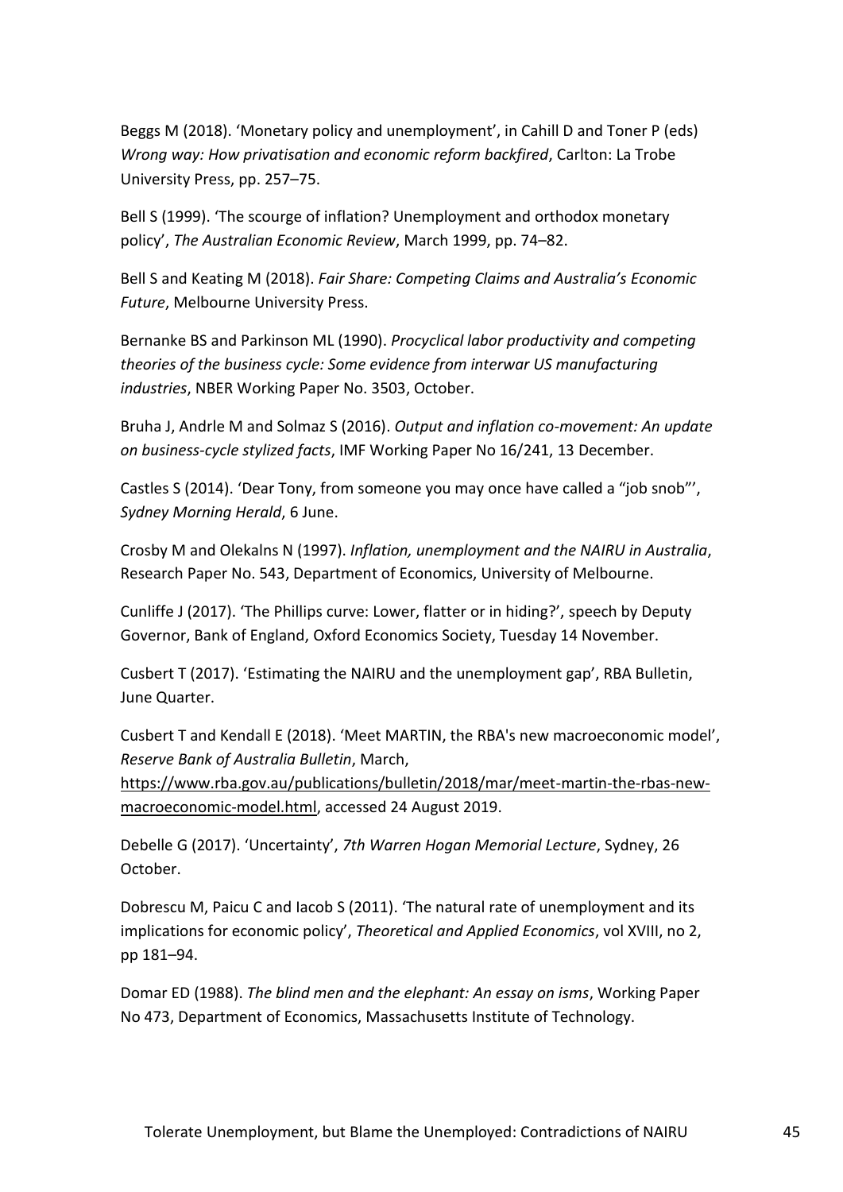Beggs M (2018). 'Monetary policy and unemployment', in Cahill D and Toner P (eds) *Wrong way: How privatisation and economic reform backfired*, Carlton: La Trobe University Press, pp. 257–75.

Bell S (1999). 'The scourge of inflation? Unemployment and orthodox monetary policy', *The Australian Economic Review*, March 1999, pp. 74–82.

Bell S and Keating M (2018). *Fair Share: Competing Claims and Australia's Economic Future*, Melbourne University Press.

Bernanke BS and Parkinson ML (1990). *Procyclical labor productivity and competing theories of the business cycle: Some evidence from interwar US manufacturing industries*, NBER Working Paper No. 3503, October.

Bruha J, Andrle M and Solmaz S (2016). *Output and inflation co-movement: An update on business-cycle stylized facts*, IMF Working Paper No 16/241, 13 December.

Castles S (2014). 'Dear Tony, from someone you may once have called a "job snob"', *Sydney Morning Herald*, 6 June.

Crosby M and Olekalns N (1997). *Inflation, unemployment and the NAIRU in Australia*, Research Paper No. 543, Department of Economics, University of Melbourne.

Cunliffe J (2017). 'The Phillips curve: Lower, flatter or in hiding?', speech by Deputy Governor, Bank of England, Oxford Economics Society, Tuesday 14 November.

Cusbert T (2017). 'Estimating the NAIRU and the unemployment gap', RBA Bulletin, June Quarter.

Cusbert T and Kendall E (2018). 'Meet MARTIN, the RBA's new macroeconomic model', *Reserve Bank of Australia Bulletin*, March, https://www.rba.gov.au/publications/bulletin/2018/mar/meet-martin-the-rbas-new-macroeconomic-model.html, accessed 24 August 2019.

Debelle G (2017). 'Uncertainty', *7th Warren Hogan Memorial Lecture*, Sydney, 26 October.

Dobrescu M, Paicu C and Iacob S (2011). 'The natural rate of unemployment and its implications for economic policy', *Theoretical and Applied Economics*, vol XVIII, no 2, pp 181–94.

Domar ED (1988). *The blind men and the elephant: An essay on isms*, Working Paper No 473, Department of Economics, Massachusetts Institute of Technology.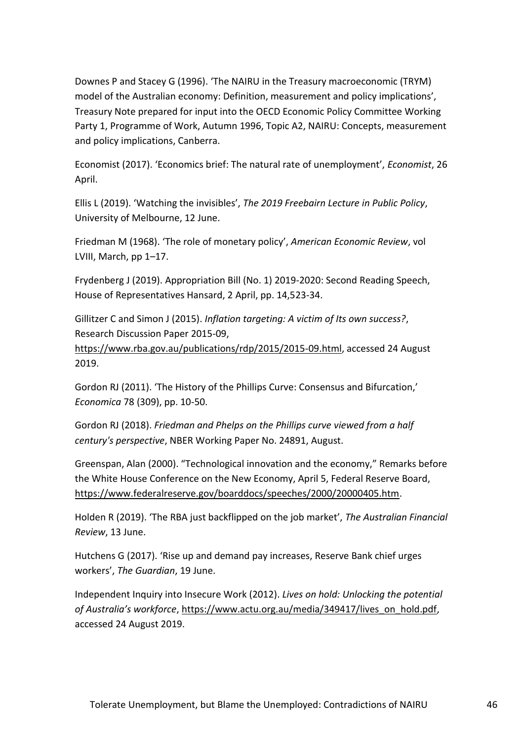Downes P and Stacey G (1996). 'The NAIRU in the Treasury macroeconomic (TRYM) model of the Australian economy: Definition, measurement and policy implications', Treasury Note prepared for input into the OECD Economic Policy Committee Working Party 1, Programme of Work, Autumn 1996, Topic A2, NAIRU: Concepts, measurement and policy implications, Canberra.

Economist (2017). 'Economics brief: The natural rate of unemployment', *Economist*, 26 April.

Ellis L (2019). 'Watching the invisibles', *The 2019 Freebairn Lecture in Public Policy*, University of Melbourne, 12 June.

Friedman M (1968). 'The role of monetary policy', *American Economic Review*, vol LVIII, March, pp 1–17.

Frydenberg J (2019). Appropriation Bill (No. 1) 2019-2020: Second Reading Speech, House of Representatives Hansard, 2 April, pp. 14,523-34.

Gillitzer C and Simon J (2015). *Inflation targeting: A victim of Its own success?*, Research Discussion Paper 2015-09, https://www.rba.gov.au/publications/rdp/2015/2015-09.html, accessed 24 August 2019.

Gordon RJ (2011). 'The History of the Phillips Curve: Consensus and Bifurcation,' *Economica* 78 (309), pp. 10-50.

Gordon RJ (2018). *Friedman and Phelps on the Phillips curve viewed from a half century's perspective*, NBER Working Paper No. 24891, August.

Greenspan, Alan (2000). "Technological innovation and the economy," Remarks before the White House Conference on the New Economy, April 5, Federal Reserve Board, https://www.federalreserve.gov/boarddocs/speeches/2000/20000405.htm.

Holden R (2019). 'The RBA just backflipped on the job market', *The Australian Financial Review*, 13 June.

Hutchens G (2017). 'Rise up and demand pay increases, Reserve Bank chief urges workers', *The Guardian*, 19 June.

Independent Inquiry into Insecure Work (2012). *Lives on hold: Unlocking the potential of Australia's workforce*, https://www.actu.org.au/media/349417/lives_on_hold.pdf, accessed 24 August 2019.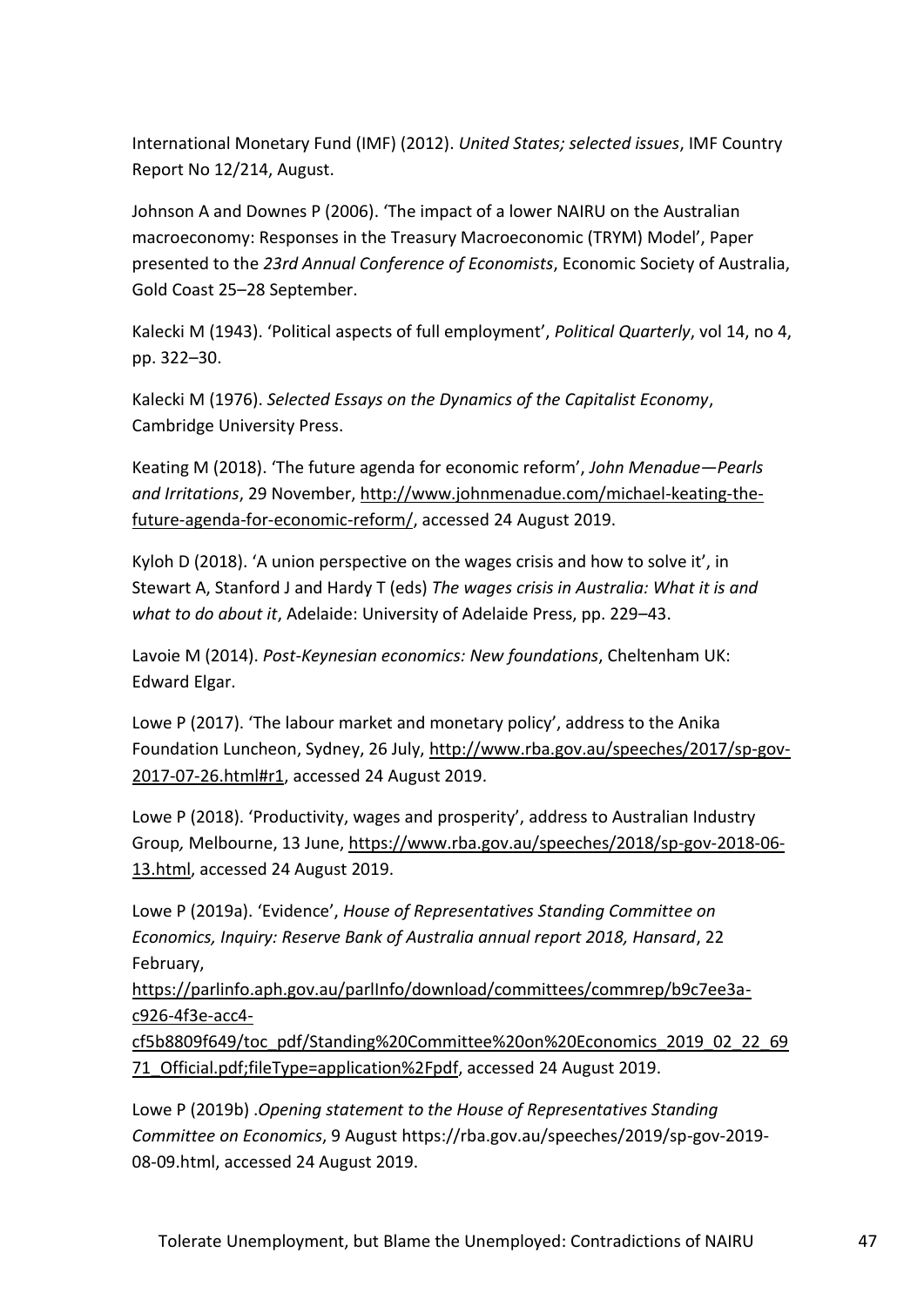International Monetary Fund (IMF) (2012). *United States; selected issues*, IMF Country Report No 12/214, August.

Johnson A and Downes P (2006). 'The impact of a lower NAIRU on the Australian macroeconomy: Responses in the Treasury Macroeconomic (TRYM) Model', Paper presented to the *23rd Annual Conference of Economists*, Economic Society of Australia, Gold Coast 25–28 September.

Kalecki M (1943). 'Political aspects of full employment', *Political Quarterly*, vol 14, no 4, pp. 322–30.

Kalecki M (1976). *Selected Essays on the Dynamics of the Capitalist Economy*, Cambridge University Press.

Keating M (2018). 'The future agenda for economic reform', *John Menadue—Pearls and Irritations*, 29 November, http://www.johnmenadue.com/michael-keating-the-future-agenda-for-economic-reform/, accessed 24 August 2019.

Kyloh D (2018). 'A union perspective on the wages crisis and how to solve it', in Stewart A, Stanford J and Hardy T (eds) *The wages crisis in Australia: What it is and what to do about it*, Adelaide: University of Adelaide Press, pp. 229–43.

Lavoie M (2014). *Post-Keynesian economics: New foundations*, Cheltenham UK: Edward Elgar.

Lowe P (2017). 'The labour market and monetary policy', address to the Anika Foundation Luncheon, Sydney, 26 July, http://www.rba.gov.au/speeches/2017/sp-gov-2017-07-26.html#r1, accessed 24 August 2019.

Lowe P (2018). 'Productivity, wages and prosperity', address to Australian Industry Group, Melbourne, 13 June, https://www.rba.gov.au/speeches/2018/sp-gov-2018-06-13.html, accessed 24 August 2019.

Lowe P (2019a). 'Evidence', *House of Representatives Standing Committee on Economics, Inquiry: Reserve Bank of Australia annual report 2018, Hansard*, 22 February, https://parlinfo.aph.gov.au/parlInfo/download/committees/commrep/b9c7ee3a-c926-4f3e-acc4-cf5b8809f649/toc_pdf/Standing%20Committee%20on%20Economics_2019_02_22_6971_Official.pdf;fileType=application%2Fpdf, accessed 24 August 2019.

Lowe P (2019b) .*Opening statement to the House of Representatives Standing Committee on Economics*, 9 August https://rba.gov.au/speeches/2019/sp-gov-2019-08-09.html, accessed 24 August 2019.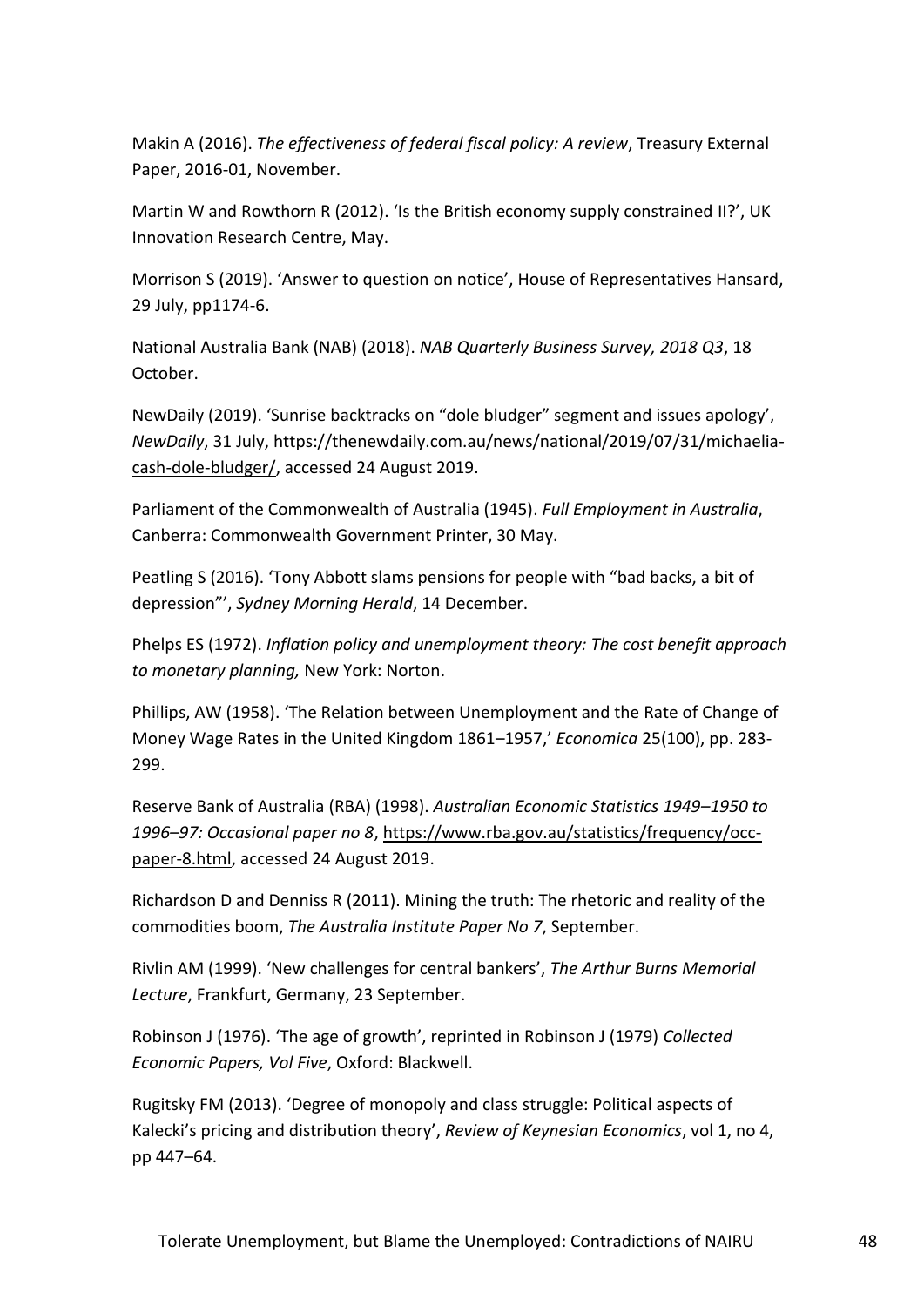Makin A (2016). *The effectiveness of federal fiscal policy: A review*, Treasury External Paper, 2016-01, November.

Martin W and Rowthorn R (2012). 'Is the British economy supply constrained II?', UK Innovation Research Centre, May.

Morrison S (2019). 'Answer to question on notice', House of Representatives Hansard, 29 July, pp1174-6.

National Australia Bank (NAB) (2018). *NAB Quarterly Business Survey, 2018 Q3*, 18 October.

NewDaily (2019). 'Sunrise backtracks on "dole bludger" segment and issues apology', *NewDaily*, 31 July, https://thenewdaily.com.au/news/national/2019/07/31/michaelia-cash-dole-bludger/, accessed 24 August 2019.

Parliament of the Commonwealth of Australia (1945). *Full Employment in Australia*, Canberra: Commonwealth Government Printer, 30 May.

Peatling S (2016). 'Tony Abbott slams pensions for people with "bad backs, a bit of depression"', *Sydney Morning Herald*, 14 December.

Phelps ES (1972). *Inflation policy and unemployment theory: The cost benefit approach to monetary planning,* New York: Norton.

Phillips, AW (1958). 'The Relation between Unemployment and the Rate of Change of Money Wage Rates in the United Kingdom 1861–1957,' *Economica* 25(100), pp. 283-299.

Reserve Bank of Australia (RBA) (1998). *Australian Economic Statistics 1949–1950 to 1996–97: Occasional paper no 8*, https://www.rba.gov.au/statistics/frequency/occ-paper-8.html, accessed 24 August 2019.

Richardson D and Denniss R (2011). Mining the truth: The rhetoric and reality of the commodities boom, *The Australia Institute Paper No 7*, September.

Rivlin AM (1999). 'New challenges for central bankers', *The Arthur Burns Memorial Lecture*, Frankfurt, Germany, 23 September.

Robinson J (1976). 'The age of growth', reprinted in Robinson J (1979) *Collected Economic Papers, Vol Five*, Oxford: Blackwell.

Rugitsky FM (2013). 'Degree of monopoly and class struggle: Political aspects of Kalecki's pricing and distribution theory', *Review of Keynesian Economics*, vol 1, no 4, pp 447–64.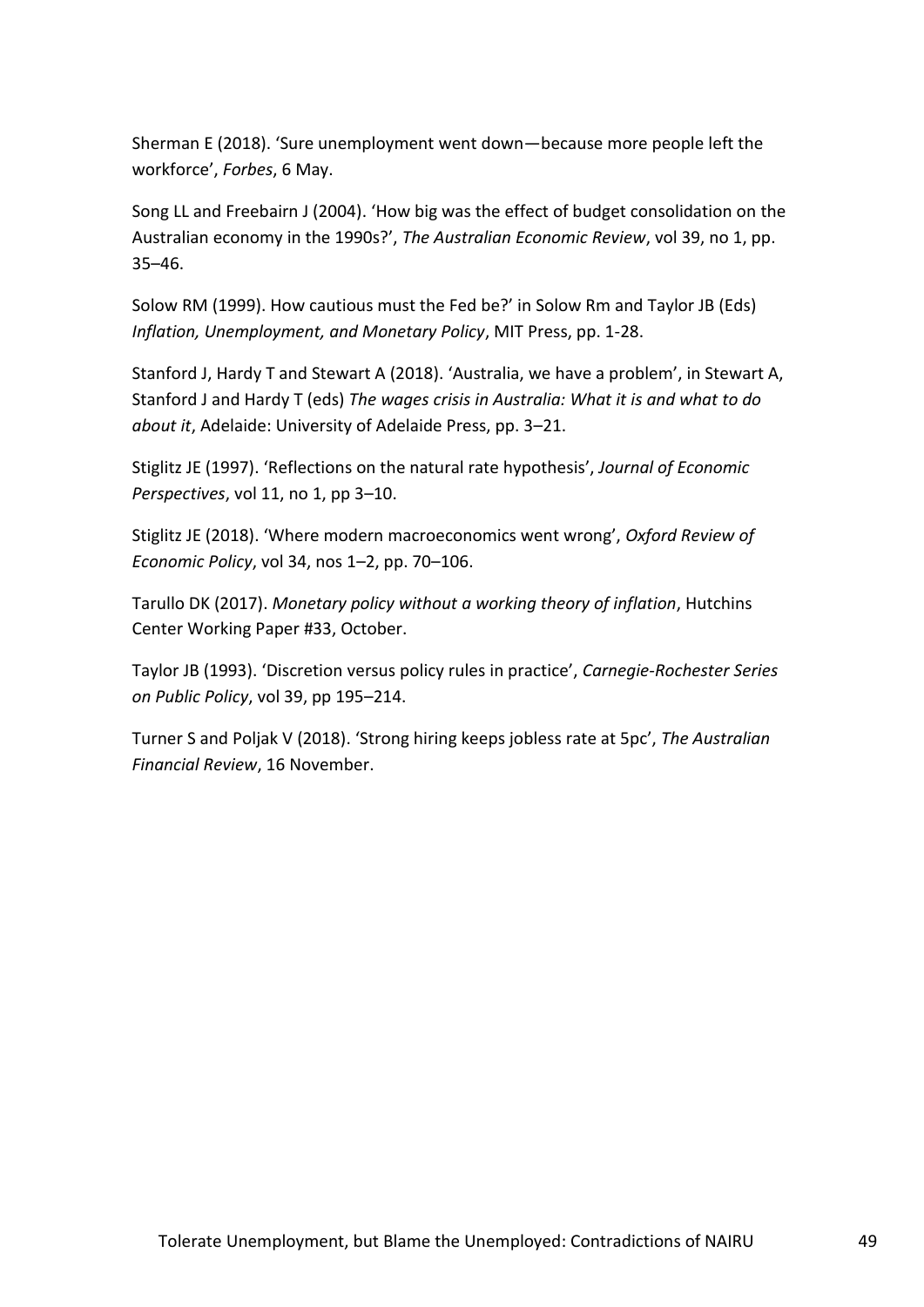Sherman E (2018). 'Sure unemployment went down—because more people left the workforce', *Forbes*, 6 May.

Song LL and Freebairn J (2004). 'How big was the effect of budget consolidation on the Australian economy in the 1990s?', *The Australian Economic Review*, vol 39, no 1, pp. 35–46.

Solow RM (1999). How cautious must the Fed be?' in Solow Rm and Taylor JB (Eds) *Inflation, Unemployment, and Monetary Policy*, MIT Press, pp. 1-28.

Stanford J, Hardy T and Stewart A (2018). 'Australia, we have a problem', in Stewart A, Stanford J and Hardy T (eds) *The wages crisis in Australia: What it is and what to do about it*, Adelaide: University of Adelaide Press, pp. 3–21.

Stiglitz JE (1997). 'Reflections on the natural rate hypothesis', *Journal of Economic Perspectives*, vol 11, no 1, pp 3–10.

Stiglitz JE (2018). 'Where modern macroeconomics went wrong', *Oxford Review of Economic Policy*, vol 34, nos 1–2, pp. 70–106.

Tarullo DK (2017). *Monetary policy without a working theory of inflation*, Hutchins Center Working Paper #33, October.

Taylor JB (1993). 'Discretion versus policy rules in practice', *Carnegie-Rochester Series on Public Policy*, vol 39, pp 195–214.

Turner S and Poljak V (2018). 'Strong hiring keeps jobless rate at 5pc', *The Australian Financial Review*, 16 November.